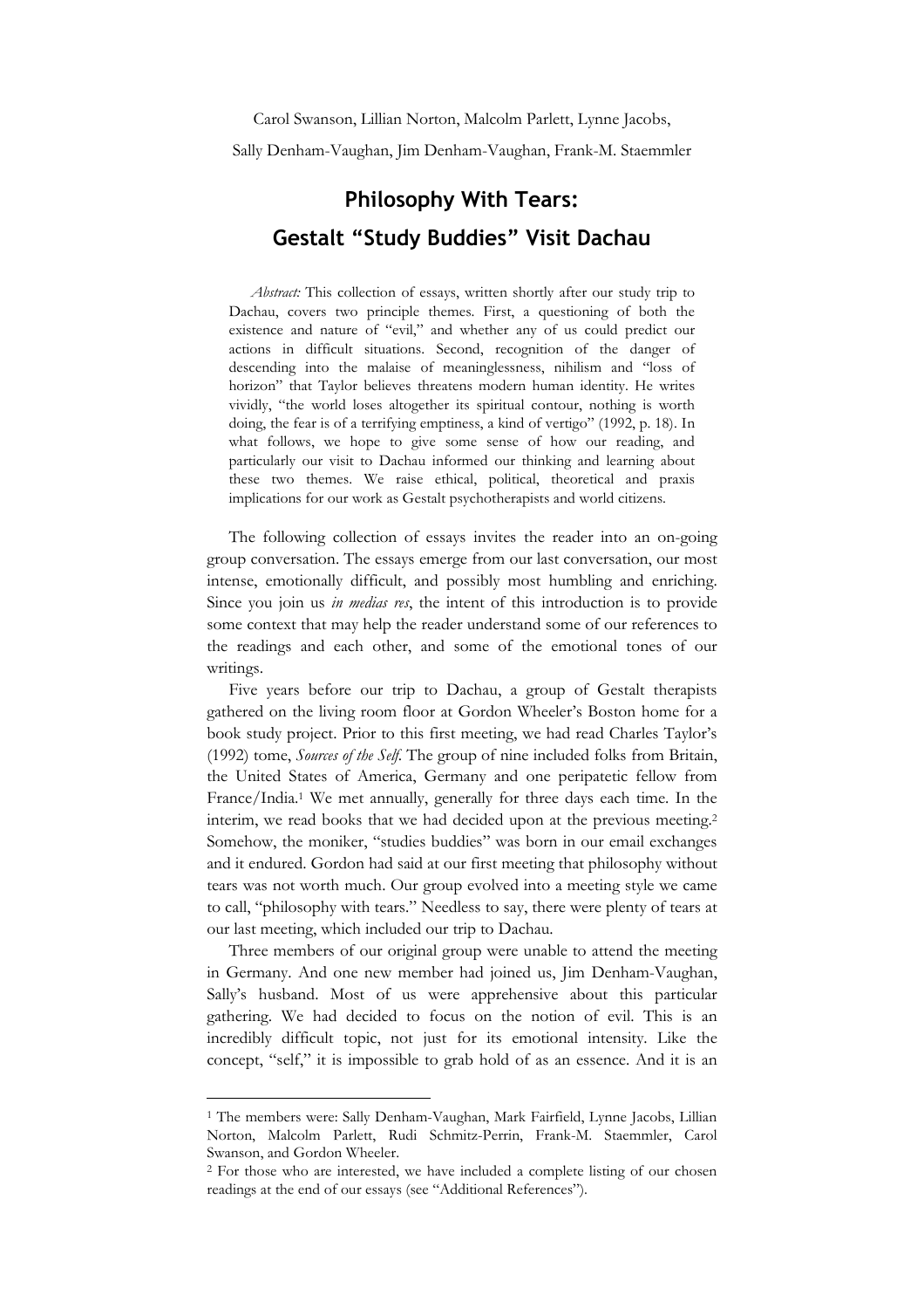Carol Swanson, Lillian Norton, Malcolm Parlett, Lynne Jacobs,

Sally Denham-Vaughan, Jim Denham-Vaughan, Frank-M. Staemmler

# Philosophy With Tears: Gestalt "Study Buddies" Visit Dachau

*Abstract:* This collection of essays, written shortly after our study trip to Dachau, covers two principle themes. First, a questioning of both the existence and nature of "evil," and whether any of us could predict our actions in difficult situations. Second, recognition of the danger of descending into the malaise of meaninglessness, nihilism and "loss of horizon" that Taylor believes threatens modern human identity. He writes vividly, "the world loses altogether its spiritual contour, nothing is worth doing, the fear is of a terrifying emptiness, a kind of vertigo" (1992, p. 18). In what follows, we hope to give some sense of how our reading, and particularly our visit to Dachau informed our thinking and learning about these two themes. We raise ethical, political, theoretical and praxis implications for our work as Gestalt psychotherapists and world citizens.

The following collection of essays invites the reader into an on-going group conversation. The essays emerge from our last conversation, our most intense, emotionally difficult, and possibly most humbling and enriching. Since you join us *in medias res*, the intent of this introduction is to provide some context that may help the reader understand some of our references to the readings and each other, and some of the emotional tones of our writings.

Five years before our trip to Dachau, a group of Gestalt therapists gathered on the living room floor at Gordon Wheeler's Boston home for a book study project. Prior to this first meeting, we had read Charles Taylor's (1992) tome, *Sources of the Self*. The group of nine included folks from Britain, the United States of America, Germany and one peripatetic fellow from France/India.[1] We met annually, generally for three days each time. In the interim, we read books that we had decided upon at the previous meeting.[2] Somehow, the moniker, "studies buddies" was born in our email exchanges and it endured. Gordon had said at our first meeting that philosophy without tears was not worth much. Our group evolved into a meeting style we came to call, "philosophy with tears." Needless to say, there were plenty of tears at our last meeting, which included our trip to Dachau.

Three members of our original group were unable to attend the meeting in Germany. And one new member had joined us, Jim Denham-Vaughan, Sally's husband. Most of us were apprehensive about this particular gathering. We had decided to focus on the notion of evil. This is an incredibly difficult topic, not just for its emotional intensity. Like the concept, "self," it is impossible to grab hold of as an essence. And it is an

---

[1] The members were: Sally Denham-Vaughan, Mark Fairfield, Lynne Jacobs, Lillian Norton, Malcolm Parlett, Rudi Schmitz-Perrin, Frank-M. Staemmler, Carol Swanson, and Gordon Wheeler.

[2] For those who are interested, we have included a complete listing of our chosen readings at the end of our essays (see "Additional References").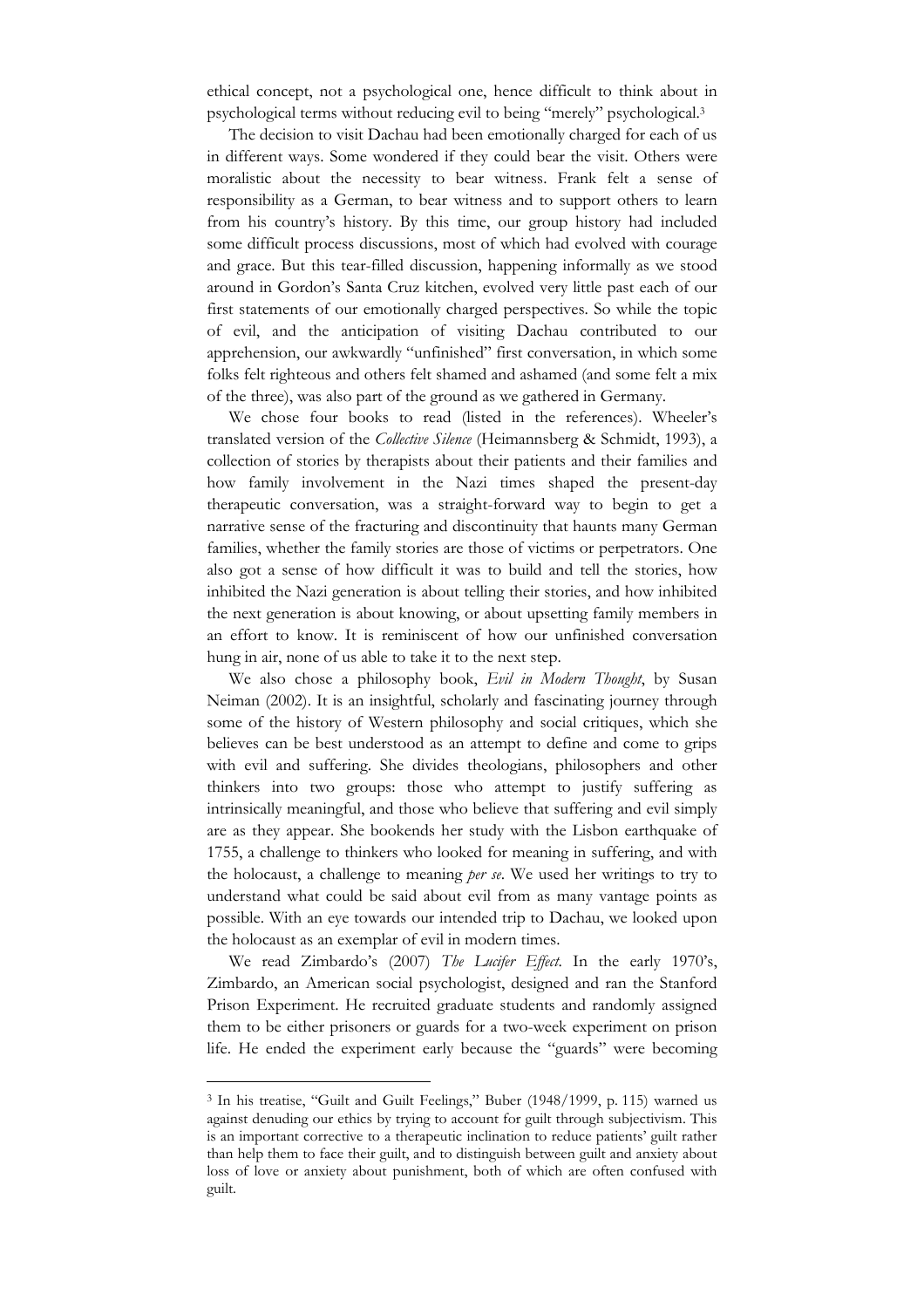ethical concept, not a psychological one, hence difficult to think about in psychological terms without reducing evil to being "merely" psychological.[3]

The decision to visit Dachau had been emotionally charged for each of us in different ways. Some wondered if they could bear the visit. Others were moralistic about the necessity to bear witness. Frank felt a sense of responsibility as a German, to bear witness and to support others to learn from his country's history. By this time, our group history had included some difficult process discussions, most of which had evolved with courage and grace. But this tear-filled discussion, happening informally as we stood around in Gordon's Santa Cruz kitchen, evolved very little past each of our first statements of our emotionally charged perspectives. So while the topic of evil, and the anticipation of visiting Dachau contributed to our apprehension, our awkwardly "unfinished" first conversation, in which some folks felt righteous and others felt shamed and ashamed (and some felt a mix of the three), was also part of the ground as we gathered in Germany.

We chose four books to read (listed in the references). Wheeler's translated version of the *Collective Silence* (Heimannsberg & Schmidt, 1993), a collection of stories by therapists about their patients and their families and how family involvement in the Nazi times shaped the present-day therapeutic conversation, was a straight-forward way to begin to get a narrative sense of the fracturing and discontinuity that haunts many German families, whether the family stories are those of victims or perpetrators. One also got a sense of how difficult it was to build and tell the stories, how inhibited the Nazi generation is about telling their stories, and how inhibited the next generation is about knowing, or about upsetting family members in an effort to know. It is reminiscent of how our unfinished conversation hung in air, none of us able to take it to the next step.

We also chose a philosophy book, *Evil in Modern Thought*, by Susan Neiman (2002). It is an insightful, scholarly and fascinating journey through some of the history of Western philosophy and social critiques, which she believes can be best understood as an attempt to define and come to grips with evil and suffering. She divides theologians, philosophers and other thinkers into two groups: those who attempt to justify suffering as intrinsically meaningful, and those who believe that suffering and evil simply are as they appear. She bookends her study with the Lisbon earthquake of 1755, a challenge to thinkers who looked for meaning in suffering, and with the holocaust, a challenge to meaning *per se*. We used her writings to try to understand what could be said about evil from as many vantage points as possible. With an eye towards our intended trip to Dachau, we looked upon the holocaust as an exemplar of evil in modern times.

We read Zimbardo's (2007) *The Lucifer Effect*. In the early 1970's, Zimbardo, an American social psychologist, designed and ran the Stanford Prison Experiment. He recruited graduate students and randomly assigned them to be either prisoners or guards for a two-week experiment on prison life. He ended the experiment early because the "guards" were becoming

---

[3] In his treatise, "Guilt and Guilt Feelings," Buber (1948/1999, p. 115) warned us against denuding our ethics by trying to account for guilt through subjectivism. This is an important corrective to a therapeutic inclination to reduce patients' guilt rather than help them to face their guilt, and to distinguish between guilt and anxiety about loss of love or anxiety about punishment, both of which are often confused with guilt.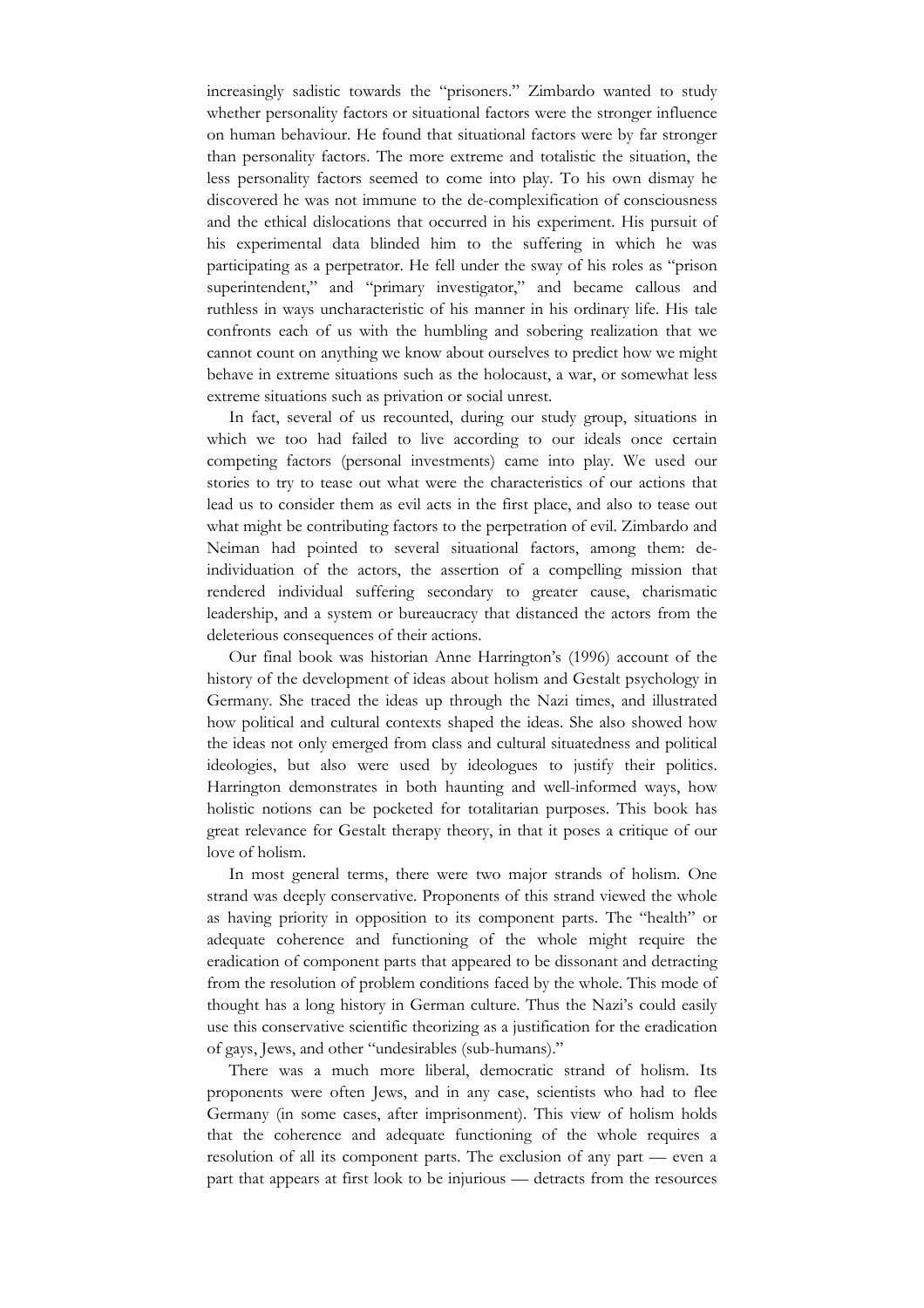increasingly sadistic towards the "prisoners." Zimbardo wanted to study whether personality factors or situational factors were the stronger influence on human behaviour. He found that situational factors were by far stronger than personality factors. The more extreme and totalistic the situation, the less personality factors seemed to come into play. To his own dismay he discovered he was not immune to the de-complexification of consciousness and the ethical dislocations that occurred in his experiment. His pursuit of his experimental data blinded him to the suffering in which he was participating as a perpetrator. He fell under the sway of his roles as "prison superintendent," and "primary investigator," and became callous and ruthless in ways uncharacteristic of his manner in his ordinary life. His tale confronts each of us with the humbling and sobering realization that we cannot count on anything we know about ourselves to predict how we might behave in extreme situations such as the holocaust, a war, or somewhat less extreme situations such as privation or social unrest.

In fact, several of us recounted, during our study group, situations in which we too had failed to live according to our ideals once certain competing factors (personal investments) came into play. We used our stories to try to tease out what were the characteristics of our actions that lead us to consider them as evil acts in the first place, and also to tease out what might be contributing factors to the perpetration of evil. Zimbardo and Neiman had pointed to several situational factors, among them: de-individuation of the actors, the assertion of a compelling mission that rendered individual suffering secondary to greater cause, charismatic leadership, and a system or bureaucracy that distanced the actors from the deleterious consequences of their actions.

Our final book was historian Anne Harrington's (1996) account of the history of the development of ideas about holism and Gestalt psychology in Germany. She traced the ideas up through the Nazi times, and illustrated how political and cultural contexts shaped the ideas. She also showed how the ideas not only emerged from class and cultural situatedness and political ideologies, but also were used by ideologues to justify their politics. Harrington demonstrates in both haunting and well-informed ways, how holistic notions can be pocketed for totalitarian purposes. This book has great relevance for Gestalt therapy theory, in that it poses a critique of our love of holism.

In most general terms, there were two major strands of holism. One strand was deeply conservative. Proponents of this strand viewed the whole as having priority in opposition to its component parts. The "health" or adequate coherence and functioning of the whole might require the eradication of component parts that appeared to be dissonant and detracting from the resolution of problem conditions faced by the whole. This mode of thought has a long history in German culture. Thus the Nazi's could easily use this conservative scientific theorizing as a justification for the eradication of gays, Jews, and other "undesirables (sub-humans)."

There was a much more liberal, democratic strand of holism. Its proponents were often Jews, and in any case, scientists who had to flee Germany (in some cases, after imprisonment). This view of holism holds that the coherence and adequate functioning of the whole requires a resolution of all its component parts. The exclusion of any part — even a part that appears at first look to be injurious — detracts from the resources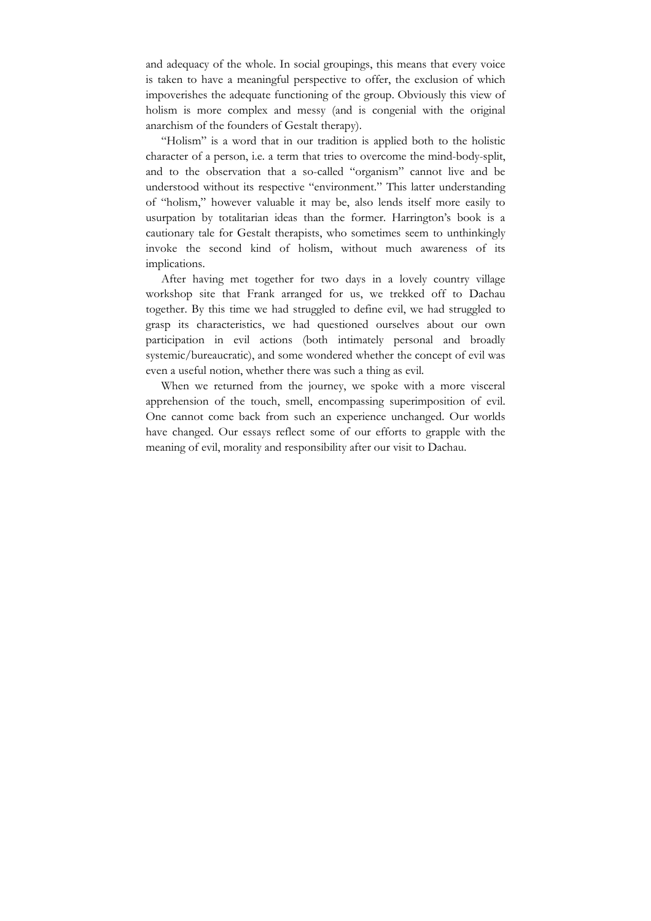and adequacy of the whole. In social groupings, this means that every voice is taken to have a meaningful perspective to offer, the exclusion of which impoverishes the adequate functioning of the group. Obviously this view of holism is more complex and messy (and is congenial with the original anarchism of the founders of Gestalt therapy).

"Holism" is a word that in our tradition is applied both to the holistic character of a person, i.e. a term that tries to overcome the mind-body-split, and to the observation that a so-called "organism" cannot live and be understood without its respective "environment." This latter understanding of "holism," however valuable it may be, also lends itself more easily to usurpation by totalitarian ideas than the former. Harrington's book is a cautionary tale for Gestalt therapists, who sometimes seem to unthinkingly invoke the second kind of holism, without much awareness of its implications.

After having met together for two days in a lovely country village workshop site that Frank arranged for us, we trekked off to Dachau together. By this time we had struggled to define evil, we had struggled to grasp its characteristics, we had questioned ourselves about our own participation in evil actions (both intimately personal and broadly systemic/bureaucratic), and some wondered whether the concept of evil was even a useful notion, whether there was such a thing as evil.

When we returned from the journey, we spoke with a more visceral apprehension of the touch, smell, encompassing superimposition of evil. One cannot come back from such an experience unchanged. Our worlds have changed. Our essays reflect some of our efforts to grapple with the meaning of evil, morality and responsibility after our visit to Dachau.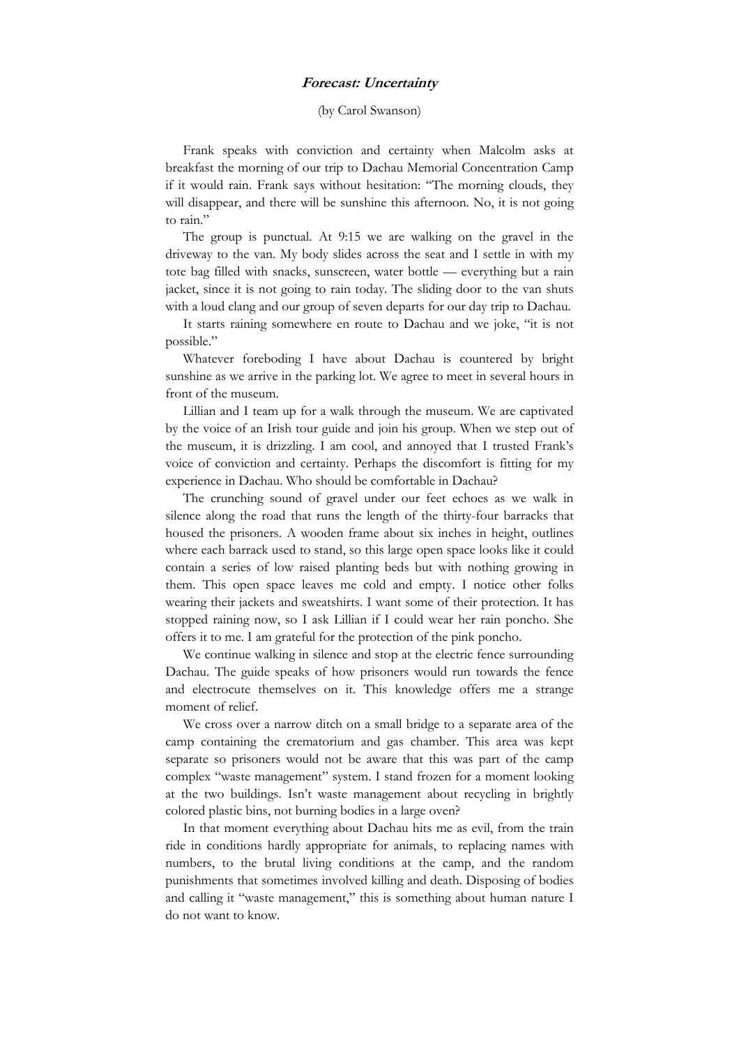## ***Forecast: Uncertainty***

(by Carol Swanson)

Frank speaks with conviction and certainty when Malcolm asks at breakfast the morning of our trip to Dachau Memorial Concentration Camp if it would rain. Frank says without hesitation: "The morning clouds, they will disappear, and there will be sunshine this afternoon. No, it is not going to rain."

The group is punctual. At 9:15 we are walking on the gravel in the driveway to the van. My body slides across the seat and I settle in with my tote bag filled with snacks, sunscreen, water bottle — everything but a rain jacket, since it is not going to rain today. The sliding door to the van shuts with a loud clang and our group of seven departs for our day trip to Dachau.

It starts raining somewhere en route to Dachau and we joke, "it is not possible."

Whatever foreboding I have about Dachau is countered by bright sunshine as we arrive in the parking lot. We agree to meet in several hours in front of the museum.

Lillian and I team up for a walk through the museum. We are captivated by the voice of an Irish tour guide and join his group. When we step out of the museum, it is drizzling. I am cool, and annoyed that I trusted Frank's voice of conviction and certainty. Perhaps the discomfort is fitting for my experience in Dachau. Who should be comfortable in Dachau?

The crunching sound of gravel under our feet echoes as we walk in silence along the road that runs the length of the thirty-four barracks that housed the prisoners. A wooden frame about six inches in height, outlines where each barrack used to stand, so this large open space looks like it could contain a series of low raised planting beds but with nothing growing in them. This open space leaves me cold and empty. I notice other folks wearing their jackets and sweatshirts. I want some of their protection. It has stopped raining now, so I ask Lillian if I could wear her rain poncho. She offers it to me. I am grateful for the protection of the pink poncho.

We continue walking in silence and stop at the electric fence surrounding Dachau. The guide speaks of how prisoners would run towards the fence and electrocute themselves on it. This knowledge offers me a strange moment of relief.

We cross over a narrow ditch on a small bridge to a separate area of the camp containing the crematorium and gas chamber. This area was kept separate so prisoners would not be aware that this was part of the camp complex "waste management" system. I stand frozen for a moment looking at the two buildings. Isn't waste management about recycling in brightly colored plastic bins, not burning bodies in a large oven?

In that moment everything about Dachau hits me as evil, from the train ride in conditions hardly appropriate for animals, to replacing names with numbers, to the brutal living conditions at the camp, and the random punishments that sometimes involved killing and death. Disposing of bodies and calling it "waste management," this is something about human nature I do not want to know.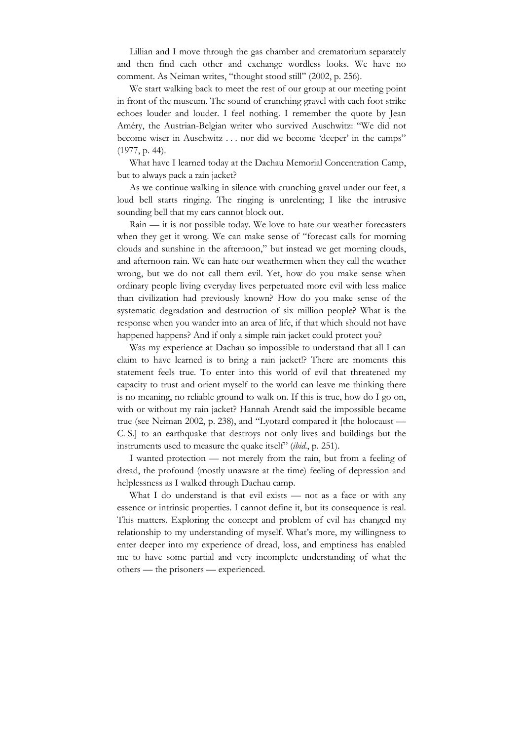Lillian and I move through the gas chamber and crematorium separately and then find each other and exchange wordless looks. We have no comment. As Neiman writes, "thought stood still" (2002, p. 256).

We start walking back to meet the rest of our group at our meeting point in front of the museum. The sound of crunching gravel with each foot strike echoes louder and louder. I feel nothing. I remember the quote by Jean Améry, the Austrian-Belgian writer who survived Auschwitz: "We did not become wiser in Auschwitz . . . nor did we become 'deeper' in the camps" (1977, p. 44).

What have I learned today at the Dachau Memorial Concentration Camp, but to always pack a rain jacket?

As we continue walking in silence with crunching gravel under our feet, a loud bell starts ringing. The ringing is unrelenting; I like the intrusive sounding bell that my ears cannot block out.

Rain — it is not possible today. We love to hate our weather forecasters when they get it wrong. We can make sense of "forecast calls for morning clouds and sunshine in the afternoon," but instead we get morning clouds, and afternoon rain. We can hate our weathermen when they call the weather wrong, but we do not call them evil. Yet, how do you make sense when ordinary people living everyday lives perpetuated more evil with less malice than civilization had previously known? How do you make sense of the systematic degradation and destruction of six million people? What is the response when you wander into an area of life, if that which should not have happened happens? And if only a simple rain jacket could protect you?

Was my experience at Dachau so impossible to understand that all I can claim to have learned is to bring a rain jacket!? There are moments this statement feels true. To enter into this world of evil that threatened my capacity to trust and orient myself to the world can leave me thinking there is no meaning, no reliable ground to walk on. If this is true, how do I go on, with or without my rain jacket? Hannah Arendt said the impossible became true (see Neiman 2002, p. 238), and "Lyotard compared it [the holocaust — C. S.] to an earthquake that destroys not only lives and buildings but the instruments used to measure the quake itself" (*ibid.*, p. 251).

I wanted protection — not merely from the rain, but from a feeling of dread, the profound (mostly unaware at the time) feeling of depression and helplessness as I walked through Dachau camp.

What I do understand is that evil exists — not as a face or with any essence or intrinsic properties. I cannot define it, but its consequence is real. This matters. Exploring the concept and problem of evil has changed my relationship to my understanding of myself. What's more, my willingness to enter deeper into my experience of dread, loss, and emptiness has enabled me to have some partial and very incomplete understanding of what the others — the prisoners — experienced.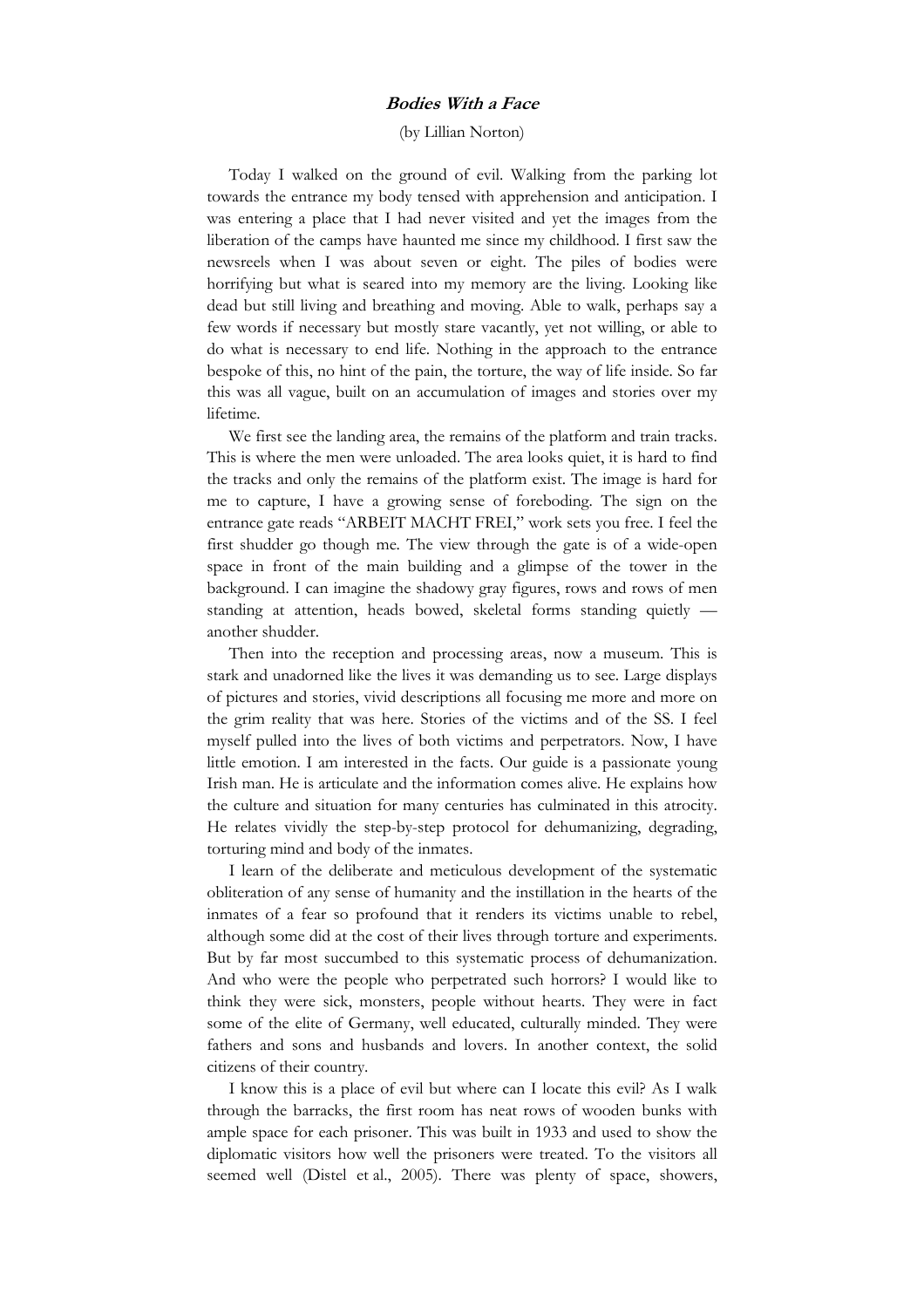## *Bodies With a Face*

(by Lillian Norton)

Today I walked on the ground of evil. Walking from the parking lot towards the entrance my body tensed with apprehension and anticipation. I was entering a place that I had never visited and yet the images from the liberation of the camps have haunted me since my childhood. I first saw the newsreels when I was about seven or eight. The piles of bodies were horrifying but what is seared into my memory are the living. Looking like dead but still living and breathing and moving. Able to walk, perhaps say a few words if necessary but mostly stare vacantly, yet not willing, or able to do what is necessary to end life. Nothing in the approach to the entrance bespoke of this, no hint of the pain, the torture, the way of life inside. So far this was all vague, built on an accumulation of images and stories over my lifetime.

We first see the landing area, the remains of the platform and train tracks. This is where the men were unloaded. The area looks quiet, it is hard to find the tracks and only the remains of the platform exist. The image is hard for me to capture, I have a growing sense of foreboding. The sign on the entrance gate reads "ARBEIT MACHT FREI," work sets you free. I feel the first shudder go though me. The view through the gate is of a wide-open space in front of the main building and a glimpse of the tower in the background. I can imagine the shadowy gray figures, rows and rows of men standing at attention, heads bowed, skeletal forms standing quietly — another shudder.

Then into the reception and processing areas, now a museum. This is stark and unadorned like the lives it was demanding us to see. Large displays of pictures and stories, vivid descriptions all focusing me more and more on the grim reality that was here. Stories of the victims and of the SS. I feel myself pulled into the lives of both victims and perpetrators. Now, I have little emotion. I am interested in the facts. Our guide is a passionate young Irish man. He is articulate and the information comes alive. He explains how the culture and situation for many centuries has culminated in this atrocity. He relates vividly the step-by-step protocol for dehumanizing, degrading, torturing mind and body of the inmates.

I learn of the deliberate and meticulous development of the systematic obliteration of any sense of humanity and the instillation in the hearts of the inmates of a fear so profound that it renders its victims unable to rebel, although some did at the cost of their lives through torture and experiments. But by far most succumbed to this systematic process of dehumanization. And who were the people who perpetrated such horrors? I would like to think they were sick, monsters, people without hearts. They were in fact some of the elite of Germany, well educated, culturally minded. They were fathers and sons and husbands and lovers. In another context, the solid citizens of their country.

I know this is a place of evil but where can I locate this evil? As I walk through the barracks, the first room has neat rows of wooden bunks with ample space for each prisoner. This was built in 1933 and used to show the diplomatic visitors how well the prisoners were treated. To the visitors all seemed well (Distel et al., 2005). There was plenty of space, showers,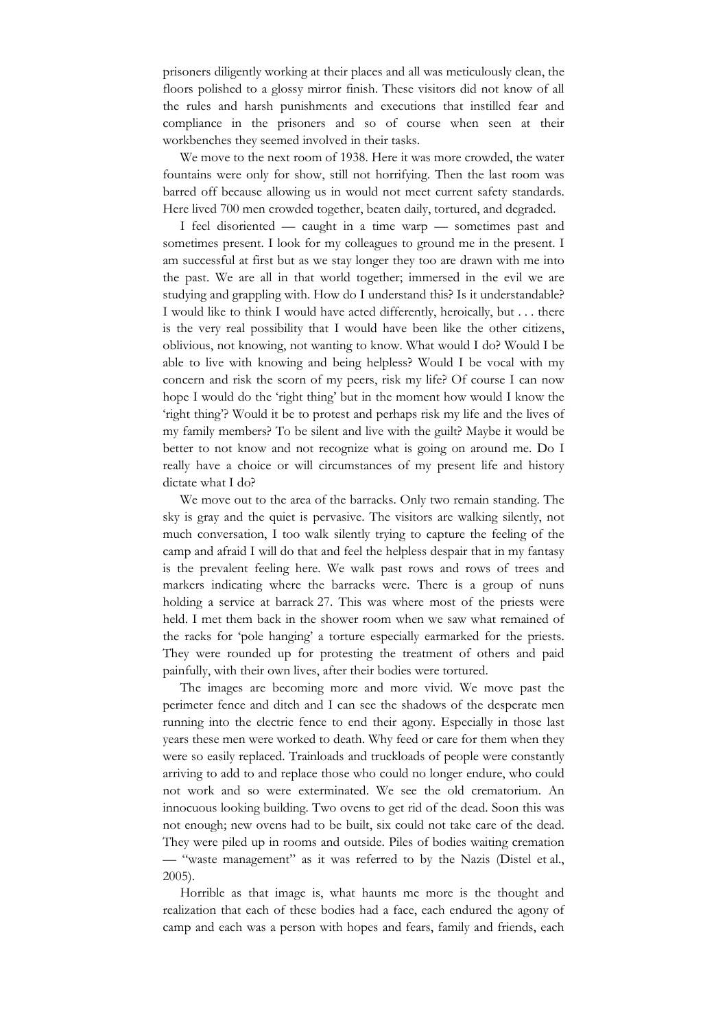prisoners diligently working at their places and all was meticulously clean, the floors polished to a glossy mirror finish. These visitors did not know of all the rules and harsh punishments and executions that instilled fear and compliance in the prisoners and so of course when seen at their workbenches they seemed involved in their tasks.

We move to the next room of 1938. Here it was more crowded, the water fountains were only for show, still not horrifying. Then the last room was barred off because allowing us in would not meet current safety standards. Here lived 700 men crowded together, beaten daily, tortured, and degraded.

I feel disoriented — caught in a time warp — sometimes past and sometimes present. I look for my colleagues to ground me in the present. I am successful at first but as we stay longer they too are drawn with me into the past. We are all in that world together; immersed in the evil we are studying and grappling with. How do I understand this? Is it understandable? I would like to think I would have acted differently, heroically, but . . . there is the very real possibility that I would have been like the other citizens, oblivious, not knowing, not wanting to know. What would I do? Would I be able to live with knowing and being helpless? Would I be vocal with my concern and risk the scorn of my peers, risk my life? Of course I can now hope I would do the 'right thing' but in the moment how would I know the 'right thing'? Would it be to protest and perhaps risk my life and the lives of my family members? To be silent and live with the guilt? Maybe it would be better to not know and not recognize what is going on around me. Do I really have a choice or will circumstances of my present life and history dictate what I do?

We move out to the area of the barracks. Only two remain standing. The sky is gray and the quiet is pervasive. The visitors are walking silently, not much conversation, I too walk silently trying to capture the feeling of the camp and afraid I will do that and feel the helpless despair that in my fantasy is the prevalent feeling here. We walk past rows and rows of trees and markers indicating where the barracks were. There is a group of nuns holding a service at barrack 27. This was where most of the priests were held. I met them back in the shower room when we saw what remained of the racks for 'pole hanging' a torture especially earmarked for the priests. They were rounded up for protesting the treatment of others and paid painfully, with their own lives, after their bodies were tortured.

The images are becoming more and more vivid. We move past the perimeter fence and ditch and I can see the shadows of the desperate men running into the electric fence to end their agony. Especially in those last years these men were worked to death. Why feed or care for them when they were so easily replaced. Trainloads and truckloads of people were constantly arriving to add to and replace those who could no longer endure, who could not work and so were exterminated. We see the old crematorium. An innocuous looking building. Two ovens to get rid of the dead. Soon this was not enough; new ovens had to be built, six could not take care of the dead. They were piled up in rooms and outside. Piles of bodies waiting cremation — "waste management" as it was referred to by the Nazis (Distel et al., 2005).

Horrible as that image is, what haunts me more is the thought and realization that each of these bodies had a face, each endured the agony of camp and each was a person with hopes and fears, family and friends, each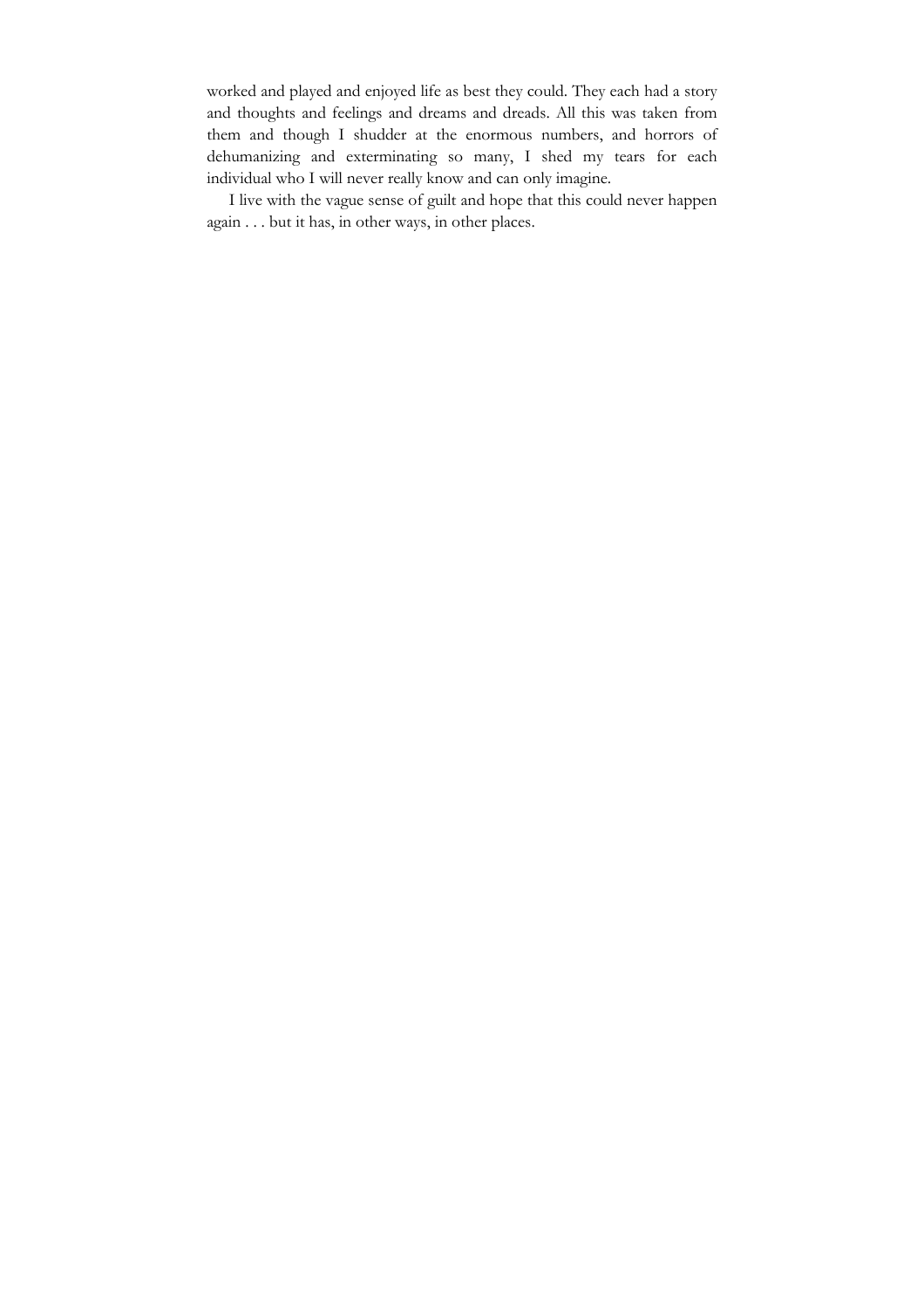worked and played and enjoyed life as best they could. They each had a story and thoughts and feelings and dreams and dreads. All this was taken from them and though I shudder at the enormous numbers, and horrors of dehumanizing and exterminating so many, I shed my tears for each individual who I will never really know and can only imagine.

I live with the vague sense of guilt and hope that this could never happen again . . . but it has, in other ways, in other places.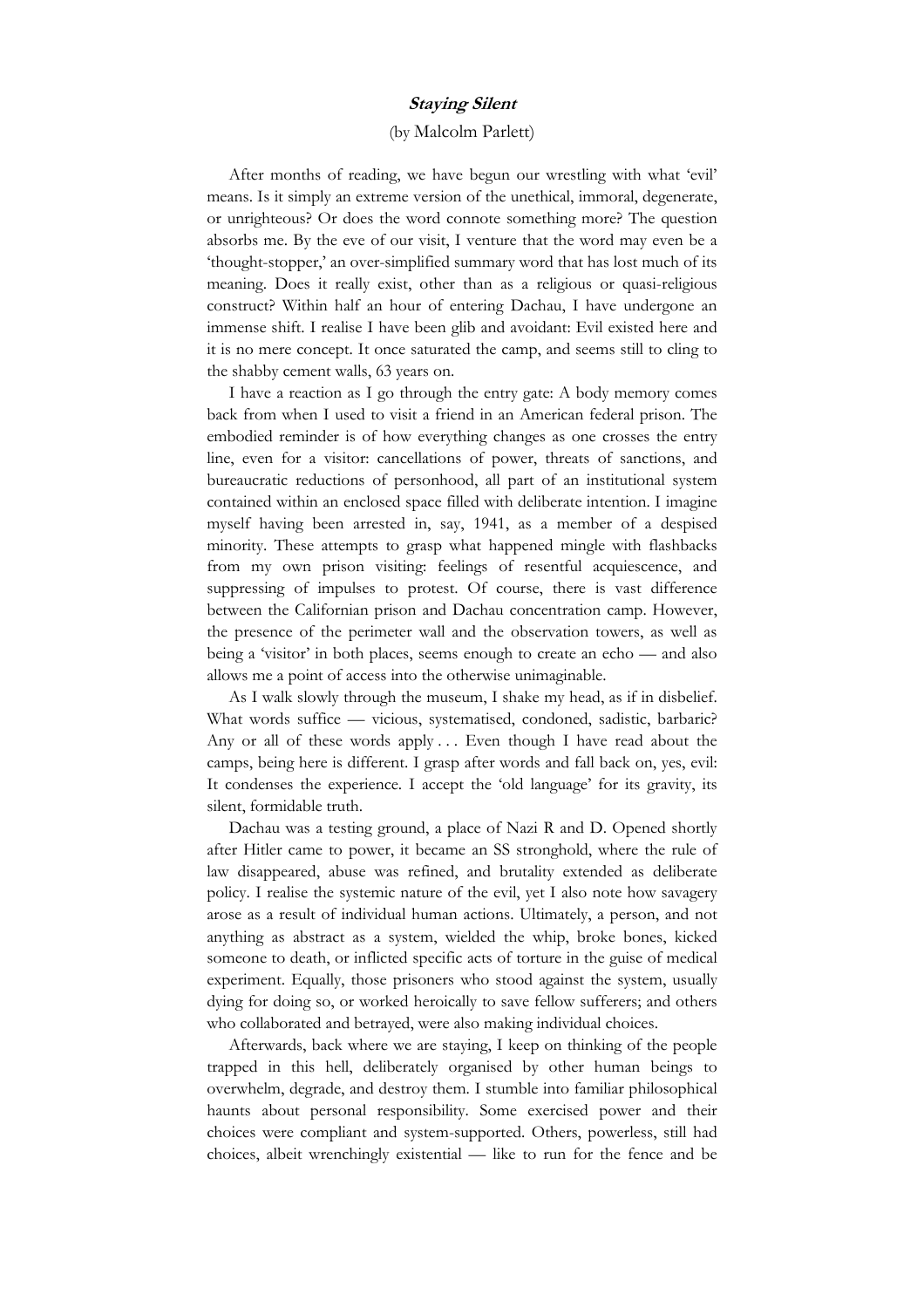### *Staying Silent*

(by Malcolm Parlett)

After months of reading, we have begun our wrestling with what 'evil' means. Is it simply an extreme version of the unethical, immoral, degenerate, or unrighteous? Or does the word connote something more? The question absorbs me. By the eve of our visit, I venture that the word may even be a 'thought-stopper,' an over-simplified summary word that has lost much of its meaning. Does it really exist, other than as a religious or quasi-religious construct? Within half an hour of entering Dachau, I have undergone an immense shift. I realise I have been glib and avoidant: Evil existed here and it is no mere concept. It once saturated the camp, and seems still to cling to the shabby cement walls, 63 years on.

I have a reaction as I go through the entry gate: A body memory comes back from when I used to visit a friend in an American federal prison. The embodied reminder is of how everything changes as one crosses the entry line, even for a visitor: cancellations of power, threats of sanctions, and bureaucratic reductions of personhood, all part of an institutional system contained within an enclosed space filled with deliberate intention. I imagine myself having been arrested in, say, 1941, as a member of a despised minority. These attempts to grasp what happened mingle with flashbacks from my own prison visiting: feelings of resentful acquiescence, and suppressing of impulses to protest. Of course, there is vast difference between the Californian prison and Dachau concentration camp. However, the presence of the perimeter wall and the observation towers, as well as being a 'visitor' in both places, seems enough to create an echo — and also allows me a point of access into the otherwise unimaginable.

As I walk slowly through the museum, I shake my head, as if in disbelief. What words suffice — vicious, systematised, condoned, sadistic, barbaric? Any or all of these words apply . . . Even though I have read about the camps, being here is different. I grasp after words and fall back on, yes, evil: It condenses the experience. I accept the 'old language' for its gravity, its silent, formidable truth.

Dachau was a testing ground, a place of Nazi R and D. Opened shortly after Hitler came to power, it became an SS stronghold, where the rule of law disappeared, abuse was refined, and brutality extended as deliberate policy. I realise the systemic nature of the evil, yet I also note how savagery arose as a result of individual human actions. Ultimately, a person, and not anything as abstract as a system, wielded the whip, broke bones, kicked someone to death, or inflicted specific acts of torture in the guise of medical experiment. Equally, those prisoners who stood against the system, usually dying for doing so, or worked heroically to save fellow sufferers; and others who collaborated and betrayed, were also making individual choices.

Afterwards, back where we are staying, I keep on thinking of the people trapped in this hell, deliberately organised by other human beings to overwhelm, degrade, and destroy them. I stumble into familiar philosophical haunts about personal responsibility. Some exercised power and their choices were compliant and system-supported. Others, powerless, still had choices, albeit wrenchingly existential — like to run for the fence and be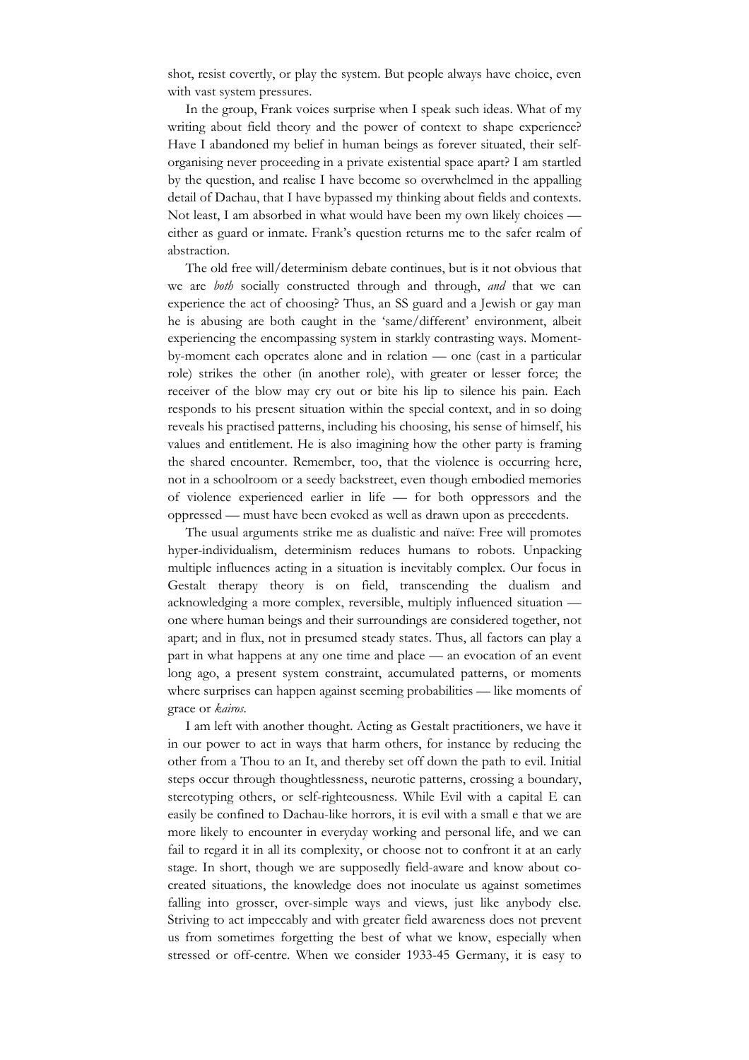shot, resist covertly, or play the system. But people always have choice, even with vast system pressures.

In the group, Frank voices surprise when I speak such ideas. What of my writing about field theory and the power of context to shape experience? Have I abandoned my belief in human beings as forever situated, their self-organising never proceeding in a private existential space apart? I am startled by the question, and realise I have become so overwhelmed in the appalling detail of Dachau, that I have bypassed my thinking about fields and contexts. Not least, I am absorbed in what would have been my own likely choices — either as guard or inmate. Frank's question returns me to the safer realm of abstraction.

The old free will/determinism debate continues, but is it not obvious that we are *both* socially constructed through and through, *and* that we can experience the act of choosing? Thus, an SS guard and a Jewish or gay man he is abusing are both caught in the 'same/different' environment, albeit experiencing the encompassing system in starkly contrasting ways. Moment-by-moment each operates alone and in relation — one (cast in a particular role) strikes the other (in another role), with greater or lesser force; the receiver of the blow may cry out or bite his lip to silence his pain. Each responds to his present situation within the special context, and in so doing reveals his practised patterns, including his choosing, his sense of himself, his values and entitlement. He is also imagining how the other party is framing the shared encounter. Remember, too, that the violence is occurring here, not in a schoolroom or a seedy backstreet, even though embodied memories of violence experienced earlier in life — for both oppressors and the oppressed — must have been evoked as well as drawn upon as precedents.

The usual arguments strike me as dualistic and naïve: Free will promotes hyper-individualism, determinism reduces humans to robots. Unpacking multiple influences acting in a situation is inevitably complex. Our focus in Gestalt therapy theory is on field, transcending the dualism and acknowledging a more complex, reversible, multiply influenced situation — one where human beings and their surroundings are considered together, not apart; and in flux, not in presumed steady states. Thus, all factors can play a part in what happens at any one time and place — an evocation of an event long ago, a present system constraint, accumulated patterns, or moments where surprises can happen against seeming probabilities — like moments of grace or *kairos*.

I am left with another thought. Acting as Gestalt practitioners, we have it in our power to act in ways that harm others, for instance by reducing the other from a Thou to an It, and thereby set off down the path to evil. Initial steps occur through thoughtlessness, neurotic patterns, crossing a boundary, stereotyping others, or self-righteousness. While Evil with a capital E can easily be confined to Dachau-like horrors, it is evil with a small e that we are more likely to encounter in everyday working and personal life, and we can fail to regard it in all its complexity, or choose not to confront it at an early stage. In short, though we are supposedly field-aware and know about co-created situations, the knowledge does not inoculate us against sometimes falling into grosser, over-simple ways and views, just like anybody else. Striving to act impeccably and with greater field awareness does not prevent us from sometimes forgetting the best of what we know, especially when stressed or off-centre. When we consider 1933-45 Germany, it is easy to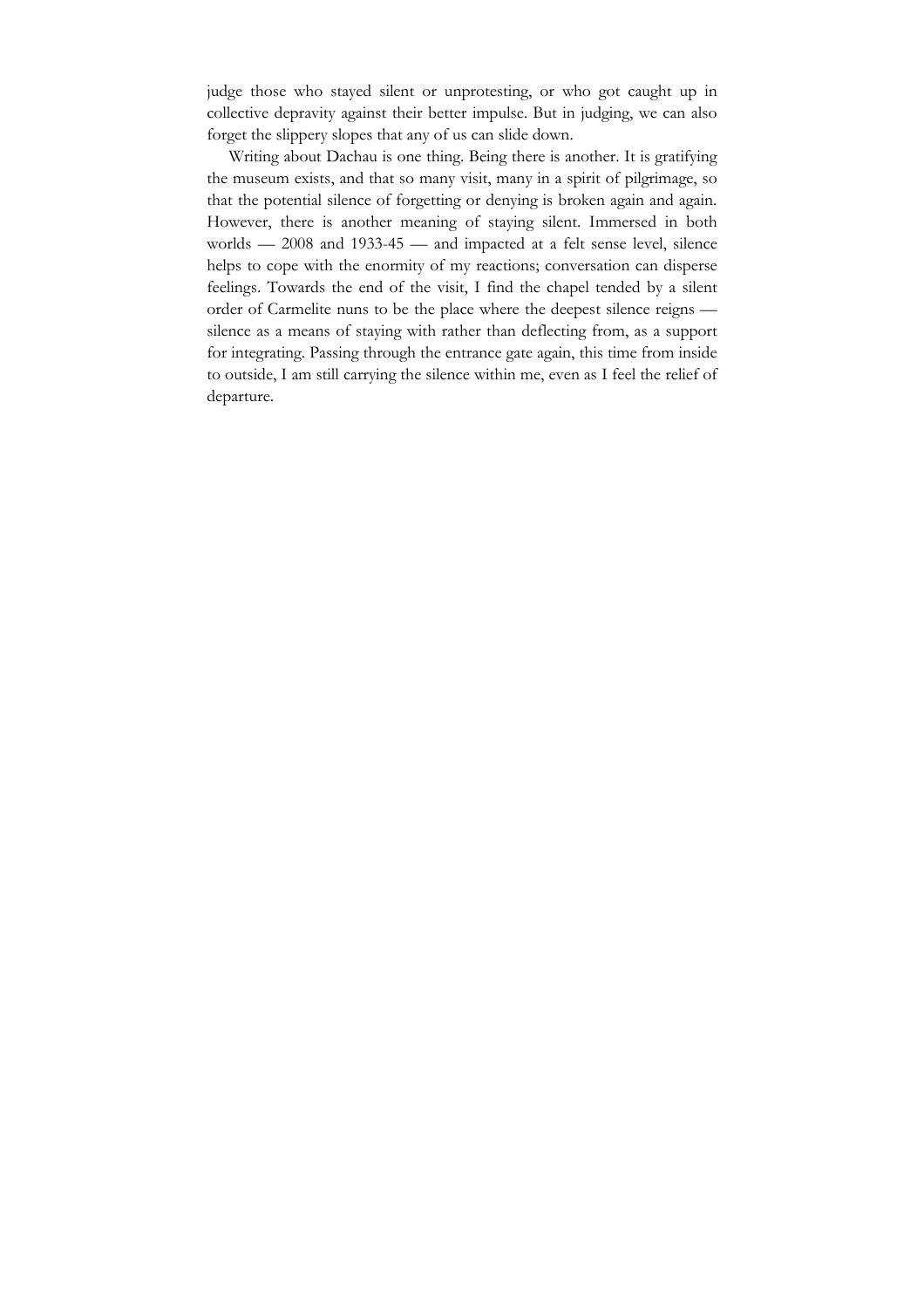judge those who stayed silent or unprotesting, or who got caught up in collective depravity against their better impulse. But in judging, we can also forget the slippery slopes that any of us can slide down.

Writing about Dachau is one thing. Being there is another. It is gratifying the museum exists, and that so many visit, many in a spirit of pilgrimage, so that the potential silence of forgetting or denying is broken again and again. However, there is another meaning of staying silent. Immersed in both worlds — 2008 and 1933-45 — and impacted at a felt sense level, silence helps to cope with the enormity of my reactions; conversation can disperse feelings. Towards the end of the visit, I find the chapel tended by a silent order of Carmelite nuns to be the place where the deepest silence reigns — silence as a means of staying with rather than deflecting from, as a support for integrating. Passing through the entrance gate again, this time from inside to outside, I am still carrying the silence within me, even as I feel the relief of departure.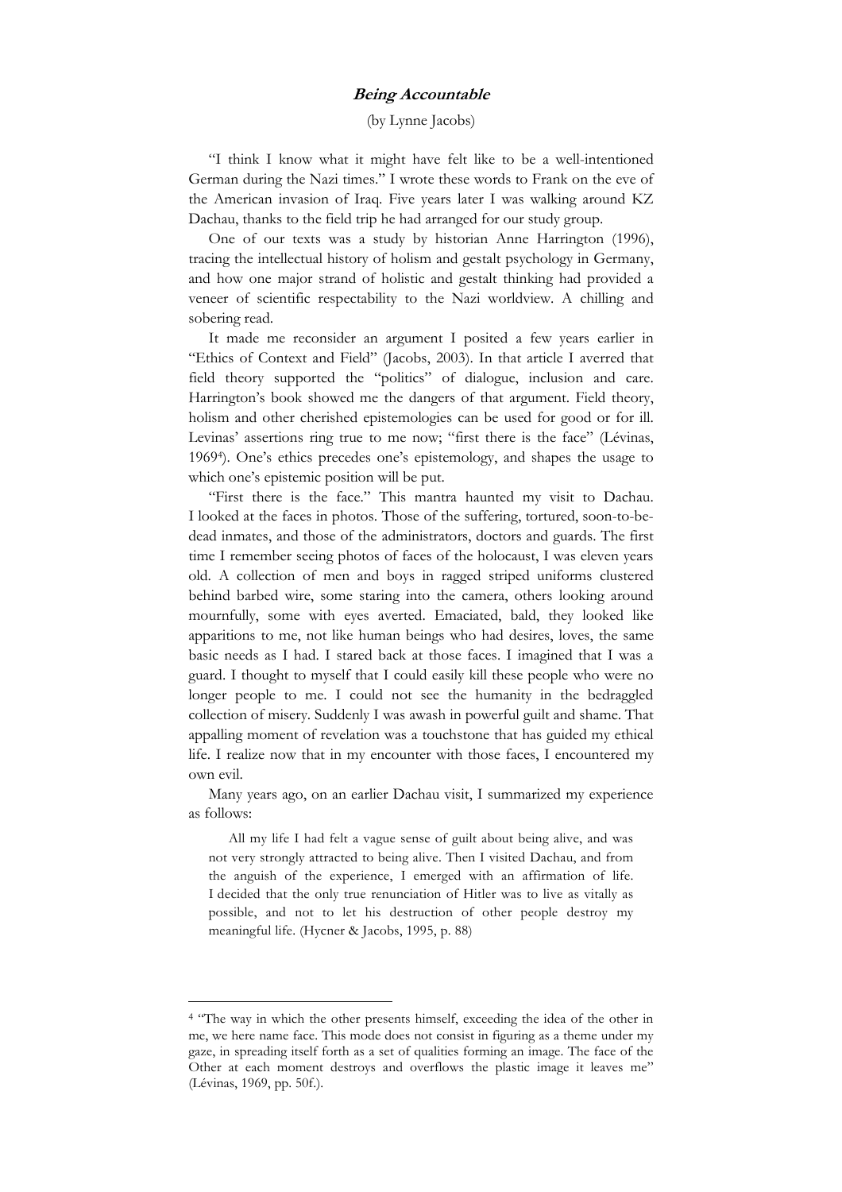## *Being Accountable*

(by Lynne Jacobs)

"I think I know what it might have felt like to be a well-intentioned German during the Nazi times." I wrote these words to Frank on the eve of the American invasion of Iraq. Five years later I was walking around KZ Dachau, thanks to the field trip he had arranged for our study group.

One of our texts was a study by historian Anne Harrington (1996), tracing the intellectual history of holism and gestalt psychology in Germany, and how one major strand of holistic and gestalt thinking had provided a veneer of scientific respectability to the Nazi worldview. A chilling and sobering read.

It made me reconsider an argument I posited a few years earlier in "Ethics of Context and Field" (Jacobs, 2003). In that article I averred that field theory supported the "politics" of dialogue, inclusion and care. Harrington's book showed me the dangers of that argument. Field theory, holism and other cherished epistemologies can be used for good or for ill. Levinas' assertions ring true to me now; "first there is the face" (Lévinas, 1969[4]). One's ethics precedes one's epistemology, and shapes the usage to which one's epistemic position will be put.

"First there is the face." This mantra haunted my visit to Dachau. I looked at the faces in photos. Those of the suffering, tortured, soon-to-be-dead inmates, and those of the administrators, doctors and guards. The first time I remember seeing photos of faces of the holocaust, I was eleven years old. A collection of men and boys in ragged striped uniforms clustered behind barbed wire, some staring into the camera, others looking around mournfully, some with eyes averted. Emaciated, bald, they looked like apparitions to me, not like human beings who had desires, loves, the same basic needs as I had. I stared back at those faces. I imagined that I was a guard. I thought to myself that I could easily kill these people who were no longer people to me. I could not see the humanity in the bedraggled collection of misery. Suddenly I was awash in powerful guilt and shame. That appalling moment of revelation was a touchstone that has guided my ethical life. I realize now that in my encounter with those faces, I encountered my own evil.

Many years ago, on an earlier Dachau visit, I summarized my experience as follows:

> All my life I had felt a vague sense of guilt about being alive, and was not very strongly attracted to being alive. Then I visited Dachau, and from the anguish of the experience, I emerged with an affirmation of life. I decided that the only true renunciation of Hitler was to live as vitally as possible, and not to let his destruction of other people destroy my meaningful life. (Hycner & Jacobs, 1995, p. 88)

---

[4] "The way in which the other presents himself, exceeding the idea of the other in me, we here name face. This mode does not consist in figuring as a theme under my gaze, in spreading itself forth as a set of qualities forming an image. The face of the Other at each moment destroys and overflows the plastic image it leaves me" (Lévinas, 1969, pp. 50f.).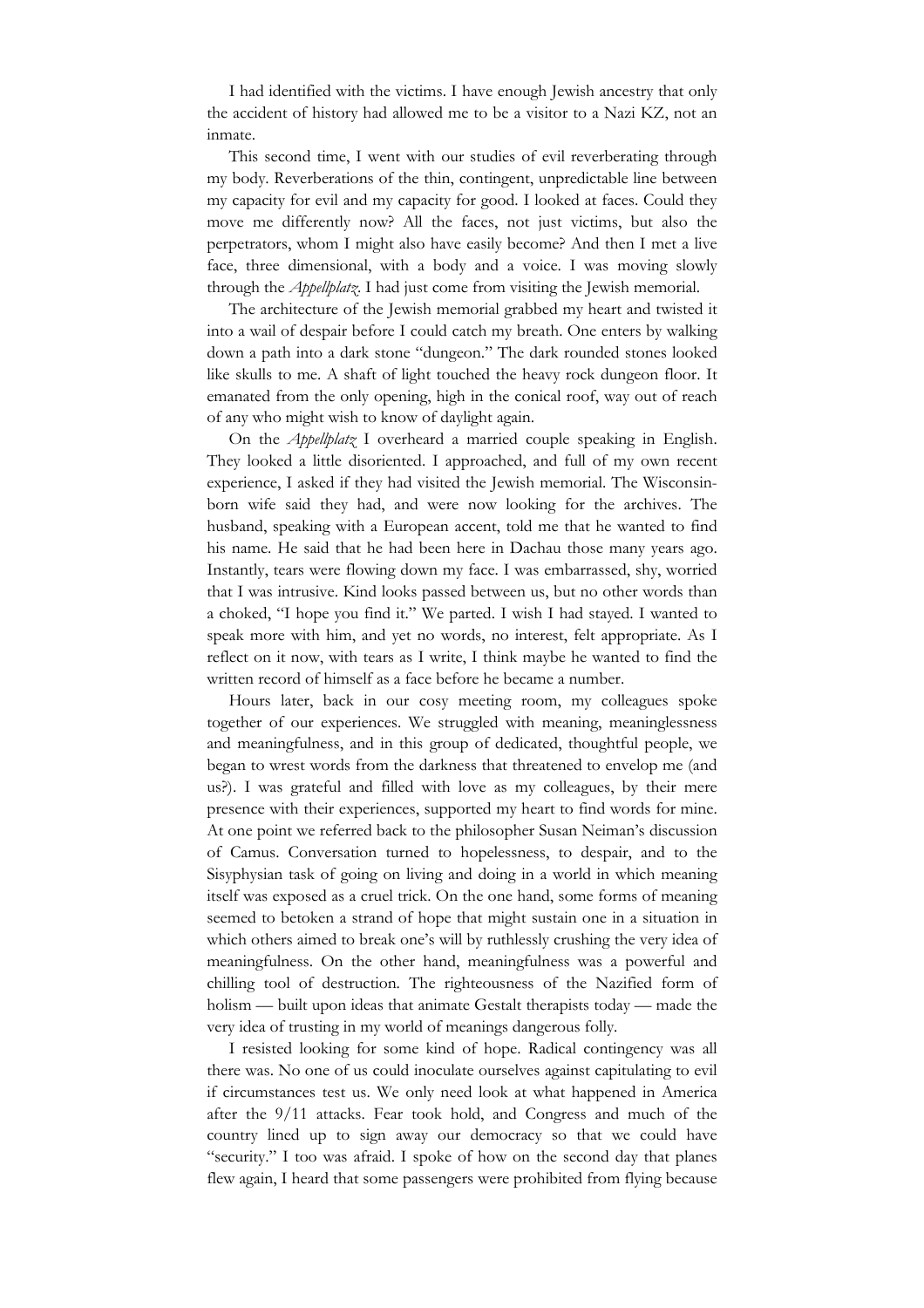I had identified with the victims. I have enough Jewish ancestry that only the accident of history had allowed me to be a visitor to a Nazi KZ, not an inmate.

This second time, I went with our studies of evil reverberating through my body. Reverberations of the thin, contingent, unpredictable line between my capacity for evil and my capacity for good. I looked at faces. Could they move me differently now? All the faces, not just victims, but also the perpetrators, whom I might also have easily become? And then I met a live face, three dimensional, with a body and a voice. I was moving slowly through the *Appellplatz*. I had just come from visiting the Jewish memorial.

The architecture of the Jewish memorial grabbed my heart and twisted it into a wail of despair before I could catch my breath. One enters by walking down a path into a dark stone "dungeon." The dark rounded stones looked like skulls to me. A shaft of light touched the heavy rock dungeon floor. It emanated from the only opening, high in the conical roof, way out of reach of any who might wish to know of daylight again.

On the *Appellplatz* I overheard a married couple speaking in English. They looked a little disoriented. I approached, and full of my own recent experience, I asked if they had visited the Jewish memorial. The Wisconsin-born wife said they had, and were now looking for the archives. The husband, speaking with a European accent, told me that he wanted to find his name. He said that he had been here in Dachau those many years ago. Instantly, tears were flowing down my face. I was embarrassed, shy, worried that I was intrusive. Kind looks passed between us, but no other words than a choked, "I hope you find it." We parted. I wish I had stayed. I wanted to speak more with him, and yet no words, no interest, felt appropriate. As I reflect on it now, with tears as I write, I think maybe he wanted to find the written record of himself as a face before he became a number.

Hours later, back in our cosy meeting room, my colleagues spoke together of our experiences. We struggled with meaning, meaninglessness and meaningfulness, and in this group of dedicated, thoughtful people, we began to wrest words from the darkness that threatened to envelop me (and us?). I was grateful and filled with love as my colleagues, by their mere presence with their experiences, supported my heart to find words for mine. At one point we referred back to the philosopher Susan Neiman's discussion of Camus. Conversation turned to hopelessness, to despair, and to the Sisyphysian task of going on living and doing in a world in which meaning itself was exposed as a cruel trick. On the one hand, some forms of meaning seemed to betoken a strand of hope that might sustain one in a situation in which others aimed to break one's will by ruthlessly crushing the very idea of meaningfulness. On the other hand, meaningfulness was a powerful and chilling tool of destruction. The righteousness of the Nazified form of holism — built upon ideas that animate Gestalt therapists today — made the very idea of trusting in my world of meanings dangerous folly.

I resisted looking for some kind of hope. Radical contingency was all there was. No one of us could inoculate ourselves against capitulating to evil if circumstances test us. We only need look at what happened in America after the 9/11 attacks. Fear took hold, and Congress and much of the country lined up to sign away our democracy so that we could have "security." I too was afraid. I spoke of how on the second day that planes flew again, I heard that some passengers were prohibited from flying because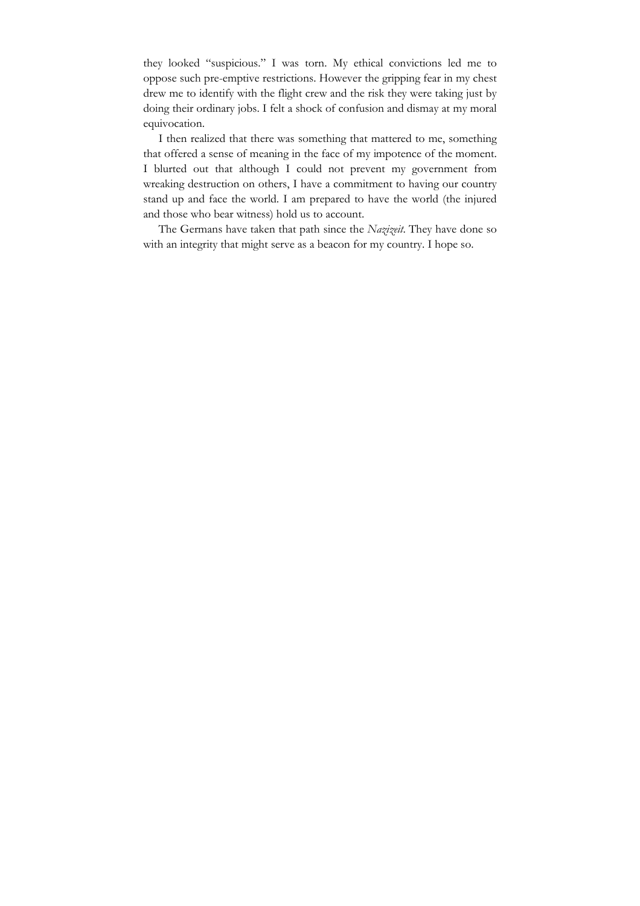they looked "suspicious." I was torn. My ethical convictions led me to oppose such pre-emptive restrictions. However the gripping fear in my chest drew me to identify with the flight crew and the risk they were taking just by doing their ordinary jobs. I felt a shock of confusion and dismay at my moral equivocation.

I then realized that there was something that mattered to me, something that offered a sense of meaning in the face of my impotence of the moment. I blurted out that although I could not prevent my government from wreaking destruction on others, I have a commitment to having our country stand up and face the world. I am prepared to have the world (the injured and those who bear witness) hold us to account.

The Germans have taken that path since the *Nazizeit*. They have done so with an integrity that might serve as a beacon for my country. I hope so.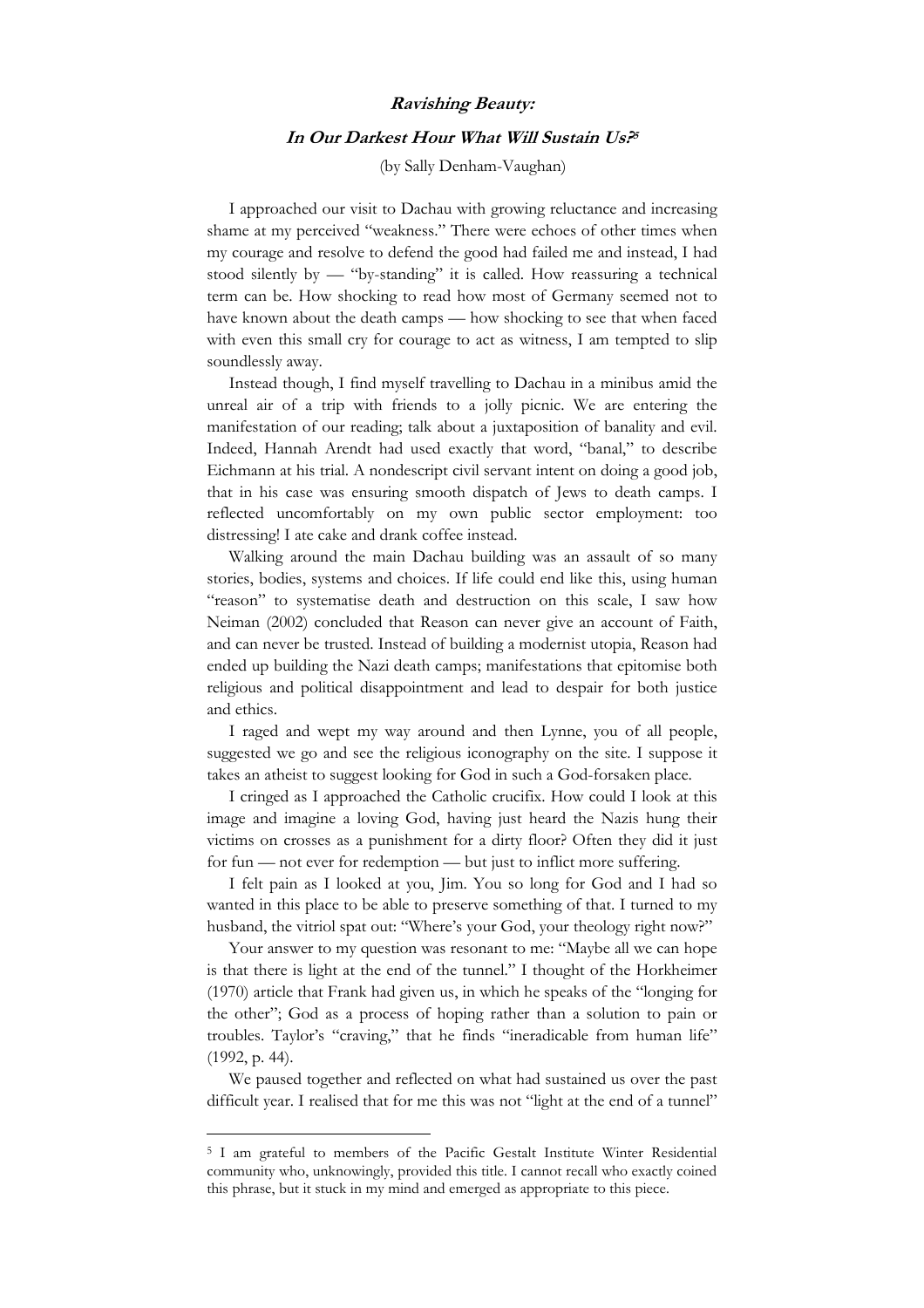## ***Ravishing Beauty:***

## ***In Our Darkest Hour What Will Sustain Us?***[5]

(by Sally Denham-Vaughan)

I approached our visit to Dachau with growing reluctance and increasing shame at my perceived "weakness." There were echoes of other times when my courage and resolve to defend the good had failed me and instead, I had stood silently by — "by-standing" it is called. How reassuring a technical term can be. How shocking to read how most of Germany seemed not to have known about the death camps — how shocking to see that when faced with even this small cry for courage to act as witness, I am tempted to slip soundlessly away.

Instead though, I find myself travelling to Dachau in a minibus amid the unreal air of a trip with friends to a jolly picnic. We are entering the manifestation of our reading; talk about a juxtaposition of banality and evil. Indeed, Hannah Arendt had used exactly that word, "banal," to describe Eichmann at his trial. A nondescript civil servant intent on doing a good job, that in his case was ensuring smooth dispatch of Jews to death camps. I reflected uncomfortably on my own public sector employment: too distressing! I ate cake and drank coffee instead.

Walking around the main Dachau building was an assault of so many stories, bodies, systems and choices. If life could end like this, using human "reason" to systematise death and destruction on this scale, I saw how Neiman (2002) concluded that Reason can never give an account of Faith, and can never be trusted. Instead of building a modernist utopia, Reason had ended up building the Nazi death camps; manifestations that epitomise both religious and political disappointment and lead to despair for both justice and ethics.

I raged and wept my way around and then Lynne, you of all people, suggested we go and see the religious iconography on the site. I suppose it takes an atheist to suggest looking for God in such a God-forsaken place.

I cringed as I approached the Catholic crucifix. How could I look at this image and imagine a loving God, having just heard the Nazis hung their victims on crosses as a punishment for a dirty floor? Often they did it just for fun — not ever for redemption — but just to inflict more suffering.

I felt pain as I looked at you, Jim. You so long for God and I had so wanted in this place to be able to preserve something of that. I turned to my husband, the vitriol spat out: "Where's your God, your theology right now?"

Your answer to my question was resonant to me: "Maybe all we can hope is that there is light at the end of the tunnel." I thought of the Horkheimer (1970) article that Frank had given us, in which he speaks of the "longing for the other"; God as a process of hoping rather than a solution to pain or troubles. Taylor's "craving," that he finds "ineradicable from human life" (1992, p. 44).

We paused together and reflected on what had sustained us over the past difficult year. I realised that for me this was not "light at the end of a tunnel"

---

[5] I am grateful to members of the Pacific Gestalt Institute Winter Residential community who, unknowingly, provided this title. I cannot recall who exactly coined this phrase, but it stuck in my mind and emerged as appropriate to this piece.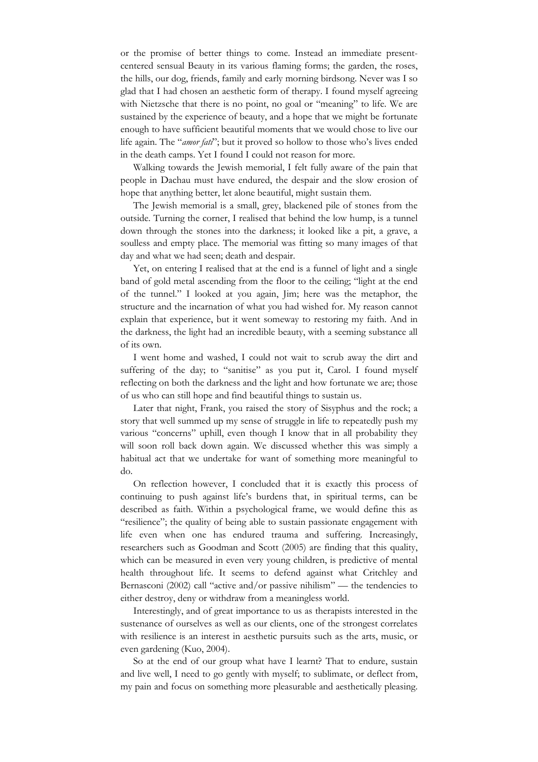or the promise of better things to come. Instead an immediate present-centered sensual Beauty in its various flaming forms; the garden, the roses, the hills, our dog, friends, family and early morning birdsong. Never was I so glad that I had chosen an aesthetic form of therapy. I found myself agreeing with Nietzsche that there is no point, no goal or "meaning" to life. We are sustained by the experience of beauty, and a hope that we might be fortunate enough to have sufficient beautiful moments that we would chose to live our life again. The "*amor fati*"; but it proved so hollow to those who's lives ended in the death camps. Yet I found I could not reason for more.

Walking towards the Jewish memorial, I felt fully aware of the pain that people in Dachau must have endured, the despair and the slow erosion of hope that anything better, let alone beautiful, might sustain them.

The Jewish memorial is a small, grey, blackened pile of stones from the outside. Turning the corner, I realised that behind the low hump, is a tunnel down through the stones into the darkness; it looked like a pit, a grave, a soulless and empty place. The memorial was fitting so many images of that day and what we had seen; death and despair.

Yet, on entering I realised that at the end is a funnel of light and a single band of gold metal ascending from the floor to the ceiling; "light at the end of the tunnel." I looked at you again, Jim; here was the metaphor, the structure and the incarnation of what you had wished for. My reason cannot explain that experience, but it went someway to restoring my faith. And in the darkness, the light had an incredible beauty, with a seeming substance all of its own.

I went home and washed, I could not wait to scrub away the dirt and suffering of the day; to "sanitise" as you put it, Carol. I found myself reflecting on both the darkness and the light and how fortunate we are; those of us who can still hope and find beautiful things to sustain us.

Later that night, Frank, you raised the story of Sisyphus and the rock; a story that well summed up my sense of struggle in life to repeatedly push my various "concerns" uphill, even though I know that in all probability they will soon roll back down again. We discussed whether this was simply a habitual act that we undertake for want of something more meaningful to do.

On reflection however, I concluded that it is exactly this process of continuing to push against life's burdens that, in spiritual terms, can be described as faith. Within a psychological frame, we would define this as "resilience"; the quality of being able to sustain passionate engagement with life even when one has endured trauma and suffering. Increasingly, researchers such as Goodman and Scott (2005) are finding that this quality, which can be measured in even very young children, is predictive of mental health throughout life. It seems to defend against what Critchley and Bernasconi (2002) call "active and/or passive nihilism" — the tendencies to either destroy, deny or withdraw from a meaningless world.

Interestingly, and of great importance to us as therapists interested in the sustenance of ourselves as well as our clients, one of the strongest correlates with resilience is an interest in aesthetic pursuits such as the arts, music, or even gardening (Kuo, 2004).

So at the end of our group what have I learnt? That to endure, sustain and live well, I need to go gently with myself; to sublimate, or deflect from, my pain and focus on something more pleasurable and aesthetically pleasing.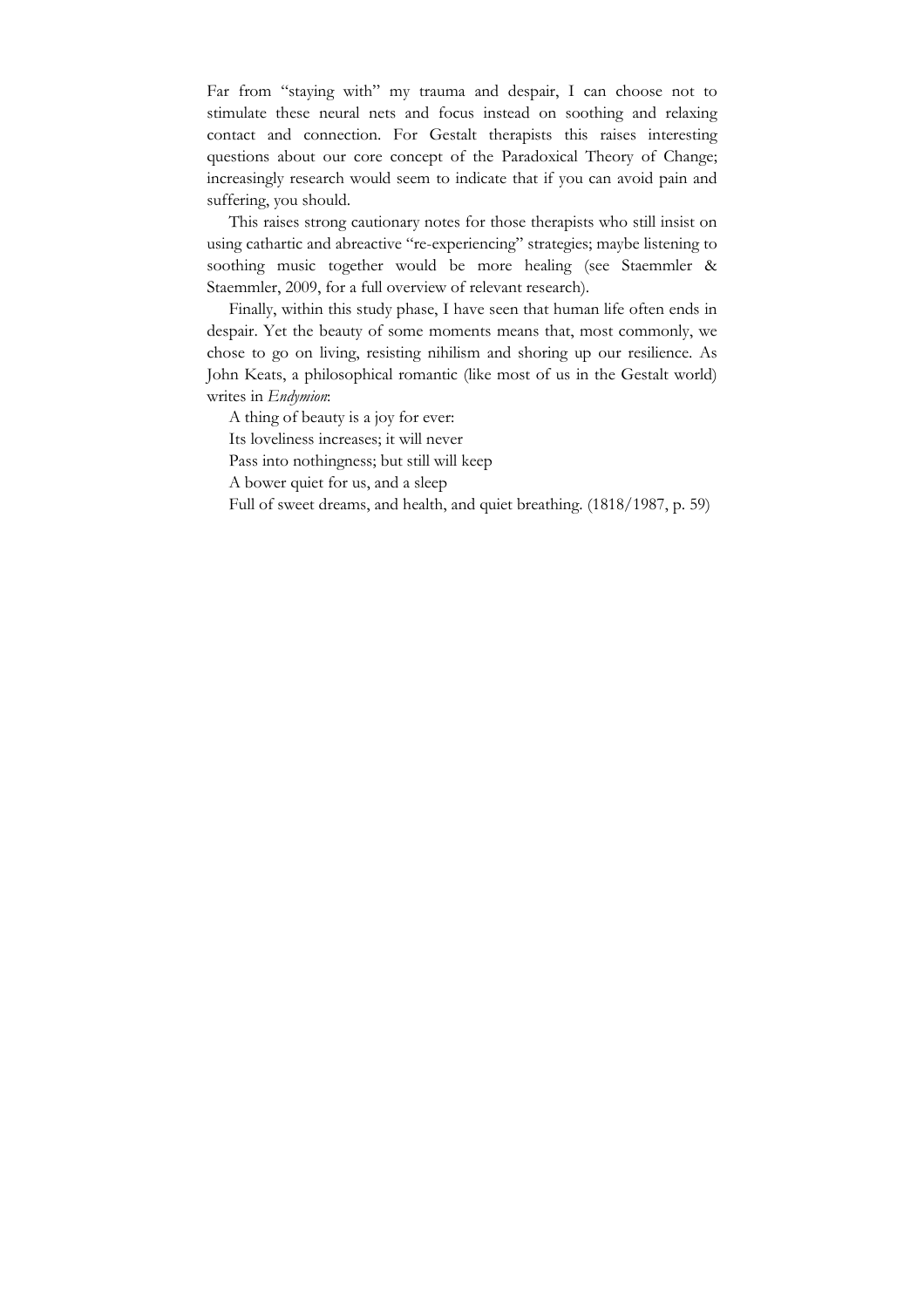Far from "staying with" my trauma and despair, I can choose not to stimulate these neural nets and focus instead on soothing and relaxing contact and connection. For Gestalt therapists this raises interesting questions about our core concept of the Paradoxical Theory of Change; increasingly research would seem to indicate that if you can avoid pain and suffering, you should.

This raises strong cautionary notes for those therapists who still insist on using cathartic and abreactive "re-experiencing" strategies; maybe listening to soothing music together would be more healing (see Staemmler & Staemmler, 2009, for a full overview of relevant research).

Finally, within this study phase, I have seen that human life often ends in despair. Yet the beauty of some moments means that, most commonly, we chose to go on living, resisting nihilism and shoring up our resilience. As John Keats, a philosophical romantic (like most of us in the Gestalt world) writes in *Endymion*:

A thing of beauty is a joy for ever:  
Its loveliness increases; it will never  
Pass into nothingness; but still will keep  
A bower quiet for us, and a sleep  
Full of sweet dreams, and health, and quiet breathing. (1818/1987, p. 59)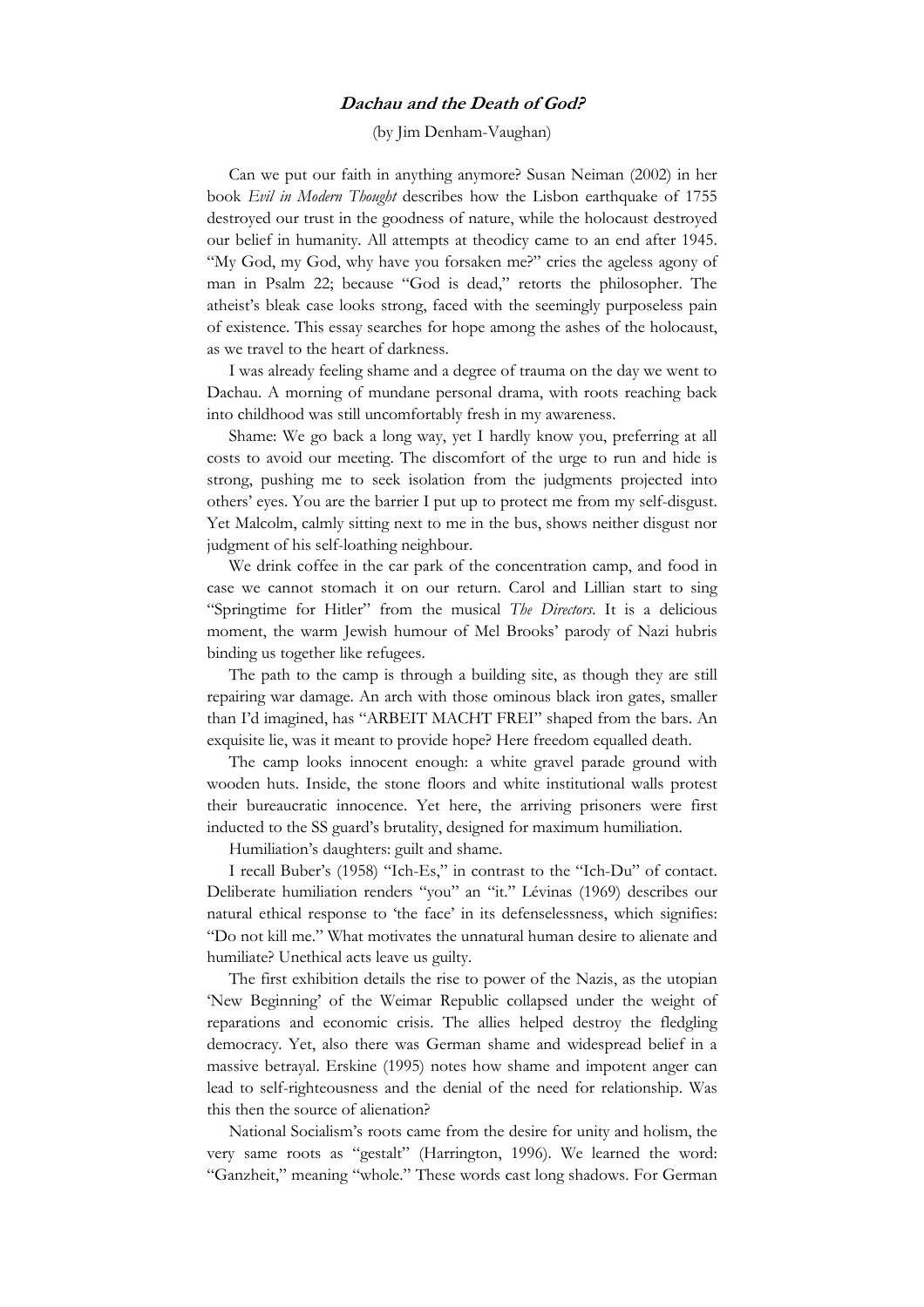### ***Dachau and the Death of God?***

(by Jim Denham-Vaughan)

Can we put our faith in anything anymore? Susan Neiman (2002) in her book *Evil in Modern Thought* describes how the Lisbon earthquake of 1755 destroyed our trust in the goodness of nature, while the holocaust destroyed our belief in humanity. All attempts at theodicy came to an end after 1945. "My God, my God, why have you forsaken me?" cries the ageless agony of man in Psalm 22; because "God is dead," retorts the philosopher. The atheist's bleak case looks strong, faced with the seemingly purposeless pain of existence. This essay searches for hope among the ashes of the holocaust, as we travel to the heart of darkness.

I was already feeling shame and a degree of trauma on the day we went to Dachau. A morning of mundane personal drama, with roots reaching back into childhood was still uncomfortably fresh in my awareness.

Shame: We go back a long way, yet I hardly know you, preferring at all costs to avoid our meeting. The discomfort of the urge to run and hide is strong, pushing me to seek isolation from the judgments projected into others' eyes. You are the barrier I put up to protect me from my self-disgust. Yet Malcolm, calmly sitting next to me in the bus, shows neither disgust nor judgment of his self-loathing neighbour.

We drink coffee in the car park of the concentration camp, and food in case we cannot stomach it on our return. Carol and Lillian start to sing "Springtime for Hitler" from the musical *The Directors*. It is a delicious moment, the warm Jewish humour of Mel Brooks' parody of Nazi hubris binding us together like refugees.

The path to the camp is through a building site, as though they are still repairing war damage. An arch with those ominous black iron gates, smaller than I'd imagined, has "ARBEIT MACHT FREI" shaped from the bars. An exquisite lie, was it meant to provide hope? Here freedom equalled death.

The camp looks innocent enough: a white gravel parade ground with wooden huts. Inside, the stone floors and white institutional walls protest their bureaucratic innocence. Yet here, the arriving prisoners were first inducted to the SS guard's brutality, designed for maximum humiliation.

Humiliation's daughters: guilt and shame.

I recall Buber's (1958) "Ich-Es," in contrast to the "Ich-Du" of contact. Deliberate humiliation renders "you" an "it." Lévinas (1969) describes our natural ethical response to 'the face' in its defenselessness, which signifies: "Do not kill me." What motivates the unnatural human desire to alienate and humiliate? Unethical acts leave us guilty.

The first exhibition details the rise to power of the Nazis, as the utopian 'New Beginning' of the Weimar Republic collapsed under the weight of reparations and economic crisis. The allies helped destroy the fledgling democracy. Yet, also there was German shame and widespread belief in a massive betrayal. Erskine (1995) notes how shame and impotent anger can lead to self-righteousness and the denial of the need for relationship. Was this then the source of alienation?

National Socialism's roots came from the desire for unity and holism, the very same roots as "gestalt" (Harrington, 1996). We learned the word: "Ganzheit," meaning "whole." These words cast long shadows. For German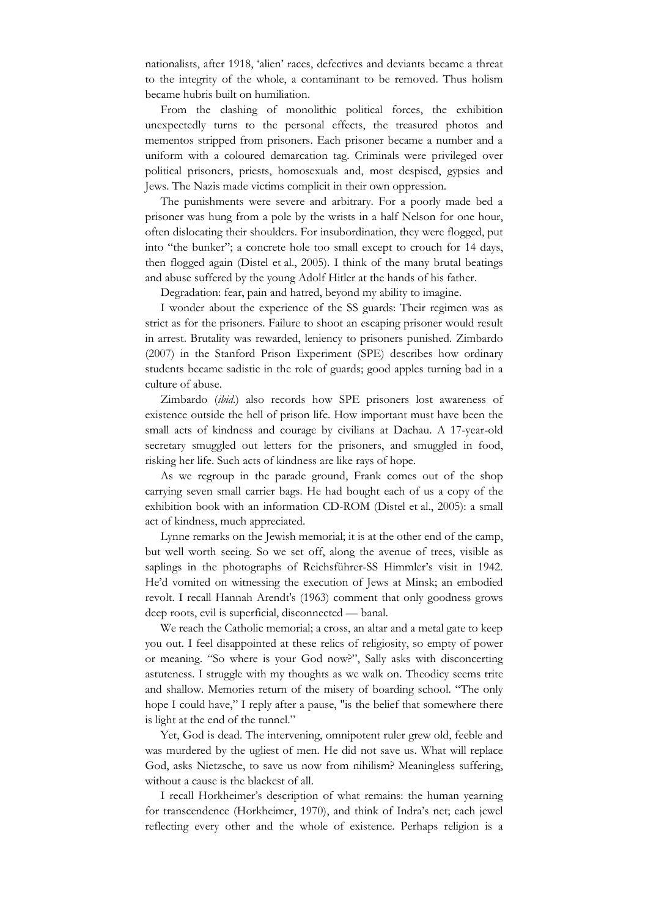nationalists, after 1918, 'alien' races, defectives and deviants became a threat to the integrity of the whole, a contaminant to be removed. Thus holism became hubris built on humiliation.

From the clashing of monolithic political forces, the exhibition unexpectedly turns to the personal effects, the treasured photos and mementos stripped from prisoners. Each prisoner became a number and a uniform with a coloured demarcation tag. Criminals were privileged over political prisoners, priests, homosexuals and, most despised, gypsies and Jews. The Nazis made victims complicit in their own oppression.

The punishments were severe and arbitrary. For a poorly made bed a prisoner was hung from a pole by the wrists in a half Nelson for one hour, often dislocating their shoulders. For insubordination, they were flogged, put into "the bunker"; a concrete hole too small except to crouch for 14 days, then flogged again (Distel et al., 2005). I think of the many brutal beatings and abuse suffered by the young Adolf Hitler at the hands of his father.

Degradation: fear, pain and hatred, beyond my ability to imagine.

I wonder about the experience of the SS guards: Their regimen was as strict as for the prisoners. Failure to shoot an escaping prisoner would result in arrest. Brutality was rewarded, leniency to prisoners punished. Zimbardo (2007) in the Stanford Prison Experiment (SPE) describes how ordinary students became sadistic in the role of guards; good apples turning bad in a culture of abuse.

Zimbardo (*ibid.*) also records how SPE prisoners lost awareness of existence outside the hell of prison life. How important must have been the small acts of kindness and courage by civilians at Dachau. A 17-year-old secretary smuggled out letters for the prisoners, and smuggled in food, risking her life. Such acts of kindness are like rays of hope.

As we regroup in the parade ground, Frank comes out of the shop carrying seven small carrier bags. He had bought each of us a copy of the exhibition book with an information CD-ROM (Distel et al., 2005): a small act of kindness, much appreciated.

Lynne remarks on the Jewish memorial; it is at the other end of the camp, but well worth seeing. So we set off, along the avenue of trees, visible as saplings in the photographs of Reichsführer-SS Himmler's visit in 1942. He'd vomited on witnessing the execution of Jews at Minsk; an embodied revolt. I recall Hannah Arendt's (1963) comment that only goodness grows deep roots, evil is superficial, disconnected — banal.

We reach the Catholic memorial; a cross, an altar and a metal gate to keep you out. I feel disappointed at these relics of religiosity, so empty of power or meaning. "So where is your God now?", Sally asks with disconcerting astuteness. I struggle with my thoughts as we walk on. Theodicy seems trite and shallow. Memories return of the misery of boarding school. "The only hope I could have," I reply after a pause, "is the belief that somewhere there is light at the end of the tunnel."

Yet, God is dead. The intervening, omnipotent ruler grew old, feeble and was murdered by the ugliest of men. He did not save us. What will replace God, asks Nietzsche, to save us now from nihilism? Meaningless suffering, without a cause is the blackest of all.

I recall Horkheimer's description of what remains: the human yearning for transcendence (Horkheimer, 1970), and think of Indra's net; each jewel reflecting every other and the whole of existence. Perhaps religion is a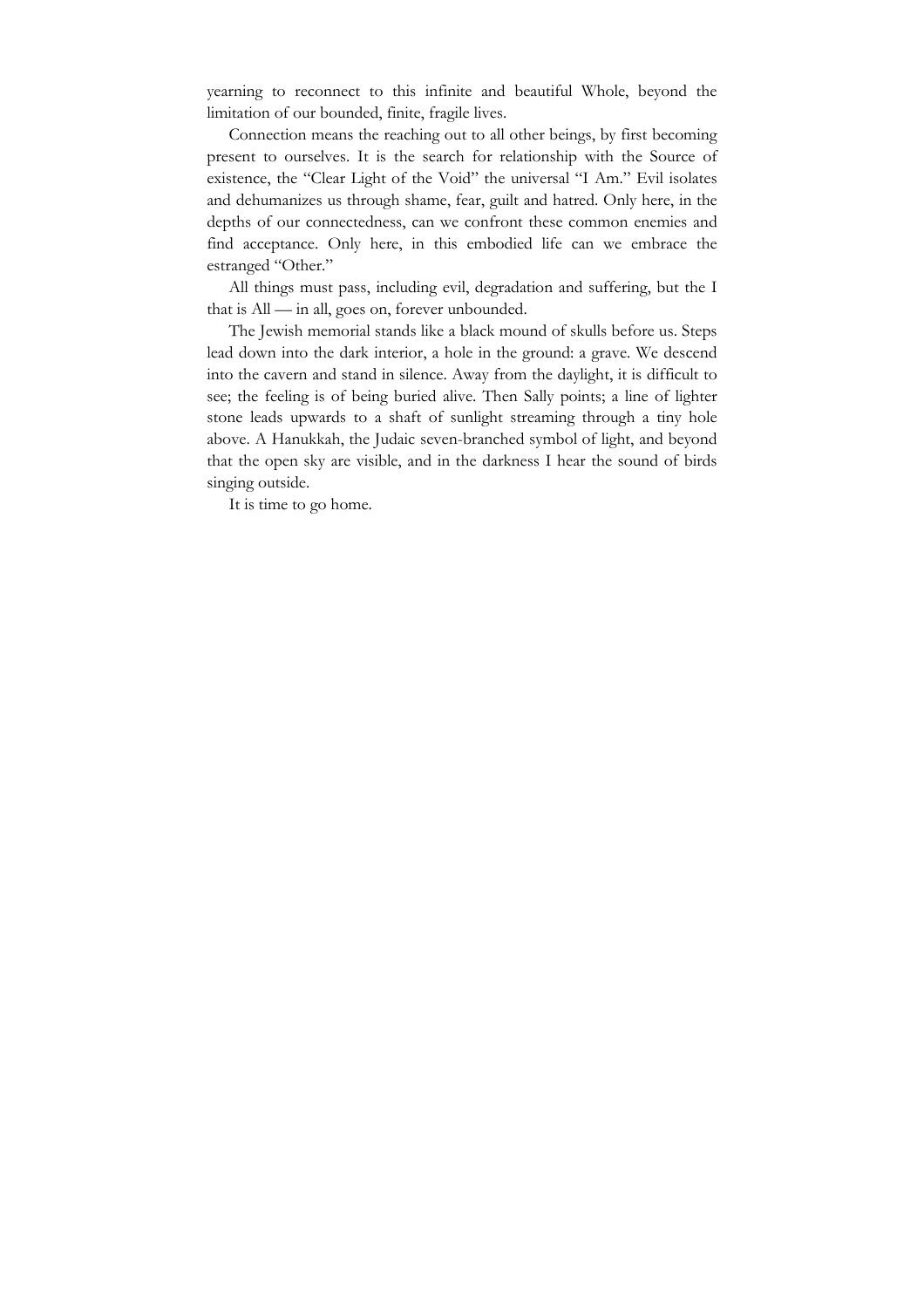yearning to reconnect to this infinite and beautiful Whole, beyond the limitation of our bounded, finite, fragile lives.

Connection means the reaching out to all other beings, by first becoming present to ourselves. It is the search for relationship with the Source of existence, the "Clear Light of the Void" the universal "I Am." Evil isolates and dehumanizes us through shame, fear, guilt and hatred. Only here, in the depths of our connectedness, can we confront these common enemies and find acceptance. Only here, in this embodied life can we embrace the estranged "Other."

All things must pass, including evil, degradation and suffering, but the I that is All — in all, goes on, forever unbounded.

The Jewish memorial stands like a black mound of skulls before us. Steps lead down into the dark interior, a hole in the ground: a grave. We descend into the cavern and stand in silence. Away from the daylight, it is difficult to see; the feeling is of being buried alive. Then Sally points; a line of lighter stone leads upwards to a shaft of sunlight streaming through a tiny hole above. A Hanukkah, the Judaic seven-branched symbol of light, and beyond that the open sky are visible, and in the darkness I hear the sound of birds singing outside.

It is time to go home.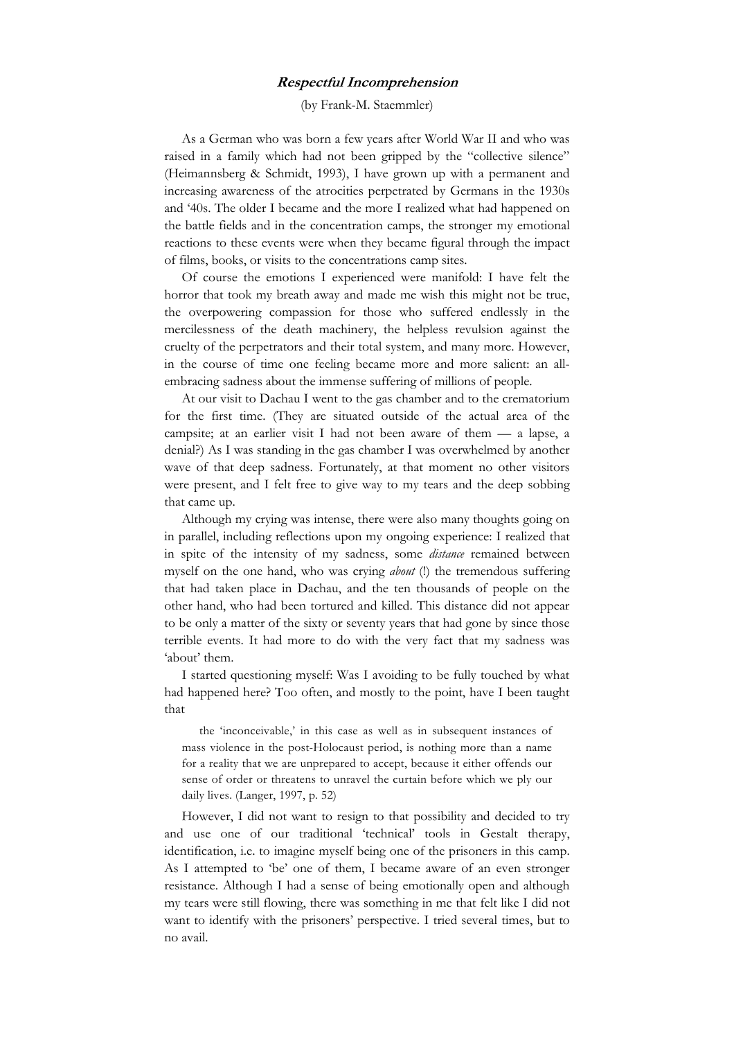## ***Respectful Incomprehension***

(by Frank-M. Staemmler)

As a German who was born a few years after World War II and who was raised in a family which had not been gripped by the "collective silence" (Heimannsberg & Schmidt, 1993), I have grown up with a permanent and increasing awareness of the atrocities perpetrated by Germans in the 1930s and '40s. The older I became and the more I realized what had happened on the battle fields and in the concentration camps, the stronger my emotional reactions to these events were when they became figural through the impact of films, books, or visits to the concentrations camp sites.

Of course the emotions I experienced were manifold: I have felt the horror that took my breath away and made me wish this might not be true, the overpowering compassion for those who suffered endlessly in the mercilessness of the death machinery, the helpless revulsion against the cruelty of the perpetrators and their total system, and many more. However, in the course of time one feeling became more and more salient: an all-embracing sadness about the immense suffering of millions of people.

At our visit to Dachau I went to the gas chamber and to the crematorium for the first time. (They are situated outside of the actual area of the campsite; at an earlier visit I had not been aware of them — a lapse, a denial?) As I was standing in the gas chamber I was overwhelmed by another wave of that deep sadness. Fortunately, at that moment no other visitors were present, and I felt free to give way to my tears and the deep sobbing that came up.

Although my crying was intense, there were also many thoughts going on in parallel, including reflections upon my ongoing experience: I realized that in spite of the intensity of my sadness, some *distance* remained between myself on the one hand, who was crying *about* (!) the tremendous suffering that had taken place in Dachau, and the ten thousands of people on the other hand, who had been tortured and killed. This distance did not appear to be only a matter of the sixty or seventy years that had gone by since those terrible events. It had more to do with the very fact that my sadness was 'about' them.

I started questioning myself: Was I avoiding to be fully touched by what had happened here? Too often, and mostly to the point, have I been taught that

> the 'inconceivable,' in this case as well as in subsequent instances of mass violence in the post-Holocaust period, is nothing more than a name for a reality that we are unprepared to accept, because it either offends our sense of order or threatens to unravel the curtain before which we ply our daily lives. (Langer, 1997, p. 52)

However, I did not want to resign to that possibility and decided to try and use one of our traditional 'technical' tools in Gestalt therapy, identification, i.e. to imagine myself being one of the prisoners in this camp. As I attempted to 'be' one of them, I became aware of an even stronger resistance. Although I had a sense of being emotionally open and although my tears were still flowing, there was something in me that felt like I did not want to identify with the prisoners' perspective. I tried several times, but to no avail.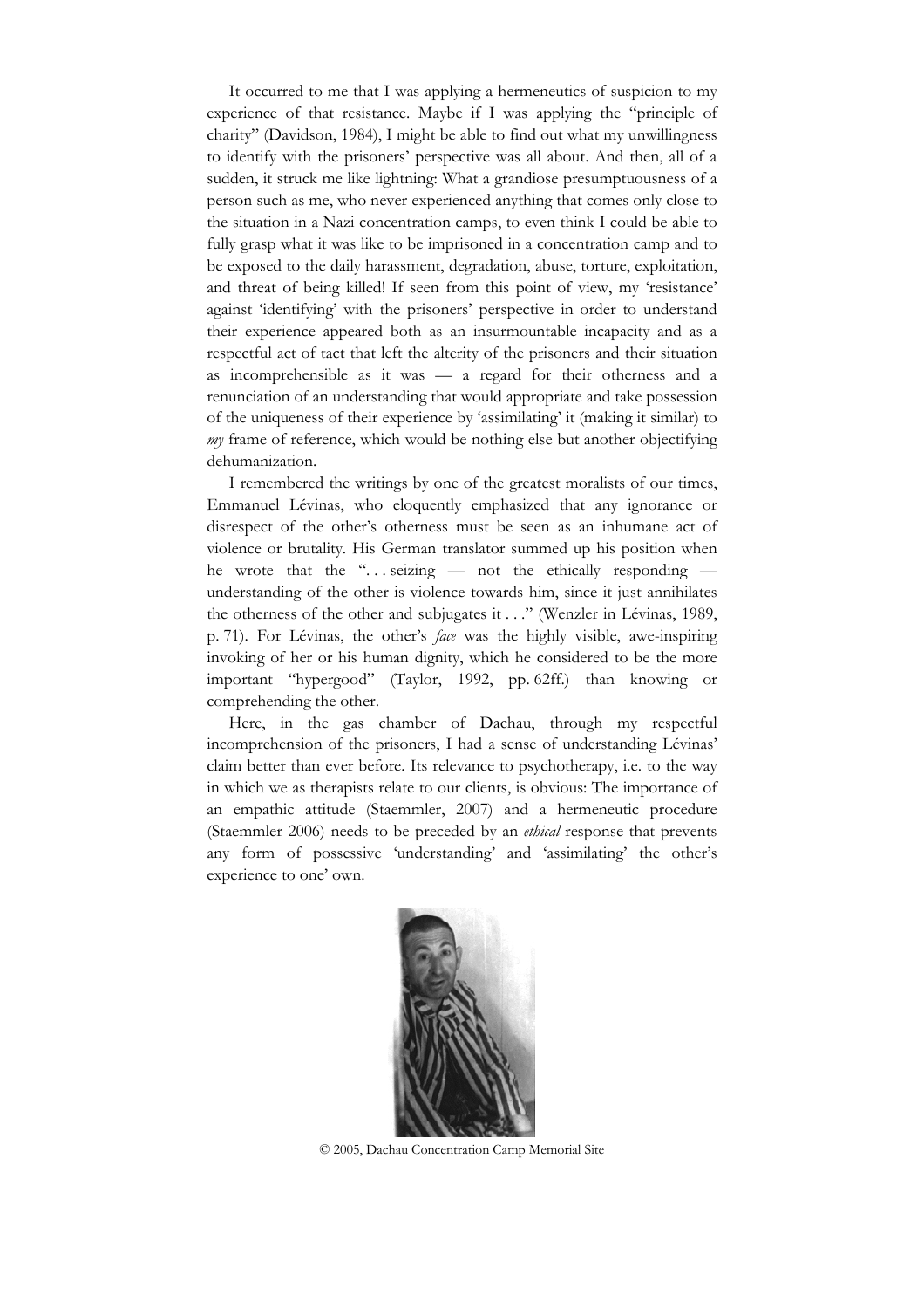It occurred to me that I was applying a hermeneutics of suspicion to my experience of that resistance. Maybe if I was applying the "principle of charity" (Davidson, 1984), I might be able to find out what my unwillingness to identify with the prisoners' perspective was all about. And then, all of a sudden, it struck me like lightning: What a grandiose presumptuousness of a person such as me, who never experienced anything that comes only close to the situation in a Nazi concentration camps, to even think I could be able to fully grasp what it was like to be imprisoned in a concentration camp and to be exposed to the daily harassment, degradation, abuse, torture, exploitation, and threat of being killed! If seen from this point of view, my 'resistance' against 'identifying' with the prisoners' perspective in order to understand their experience appeared both as an insurmountable incapacity and as a respectful act of tact that left the alterity of the prisoners and their situation as incomprehensible as it was — a regard for their otherness and a renunciation of an understanding that would appropriate and take possession of the uniqueness of their experience by 'assimilating' it (making it similar) to *my* frame of reference, which would be nothing else but another objectifying dehumanization.

I remembered the writings by one of the greatest moralists of our times, Emmanuel Lévinas, who eloquently emphasized that any ignorance or disrespect of the other's otherness must be seen as an inhumane act of violence or brutality. His German translator summed up his position when he wrote that the ". . . seizing — not the ethically responding — understanding of the other is violence towards him, since it just annihilates the otherness of the other and subjugates it . . ." (Wenzler in Lévinas, 1989, p. 71). For Lévinas, the other's *face* was the highly visible, awe-inspiring invoking of her or his human dignity, which he considered to be the more important "hypergood" (Taylor, 1992, pp. 62ff.) than knowing or comprehending the other.

Here, in the gas chamber of Dachau, through my respectful incomprehension of the prisoners, I had a sense of understanding Lévinas' claim better than ever before. Its relevance to psychotherapy, i.e. to the way in which we as therapists relate to our clients, is obvious: The importance of an empathic attitude (Staemmler, 2007) and a hermeneutic procedure (Staemmler 2006) needs to be preceded by an *ethical* response that prevents any form of possessive 'understanding' and 'assimilating' the other's experience to one' own.

© 2005, Dachau Concentration Camp Memorial Site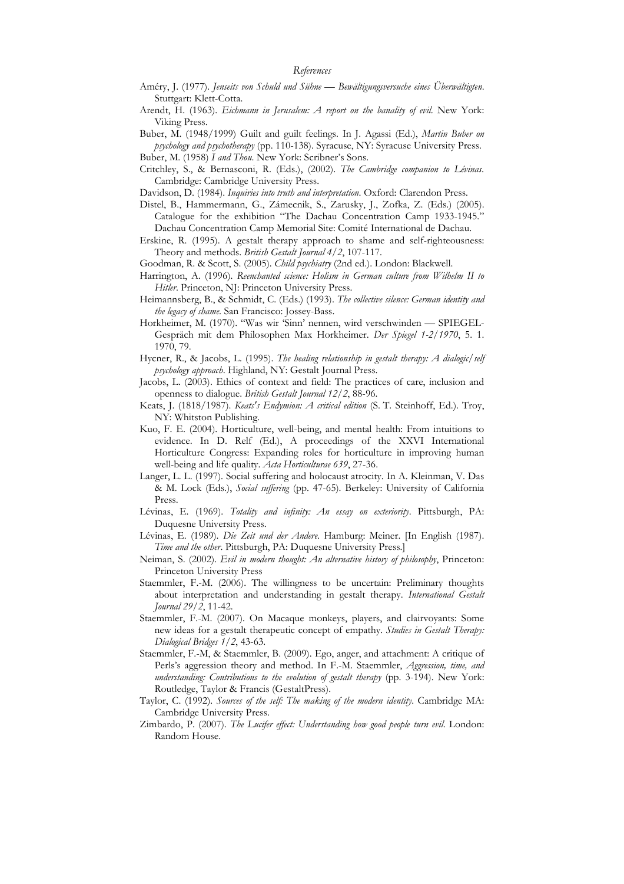## *References*

Améry, J. (1977). *Jenseits von Schuld und Sühne — Bewältigungsversuche eines Überwältigten*. Stuttgart: Klett-Cotta.

Arendt, H. (1963). *Eichmann in Jerusalem: A report on the banality of evil*. New York: Viking Press.

Buber, M. (1948/1999) Guilt and guilt feelings. In J. Agassi (Ed.), *Martin Buber on psychology and psychotherapy* (pp. 110-138). Syracuse, NY: Syracuse University Press.

Buber, M. (1958) *I and Thou*. New York: Scribner's Sons.

Critchley, S., & Bernasconi, R. (Eds.), (2002). *The Cambridge companion to Lévinas*. Cambridge: Cambridge University Press.

Davidson, D. (1984). *Inquiries into truth and interpretation*. Oxford: Clarendon Press.

Distel, B., Hammermann, G., Zámecnik, S., Zarusky, J., Zofka, Z. (Eds.) (2005). Catalogue for the exhibition "The Dachau Concentration Camp 1933-1945." Dachau Concentration Camp Memorial Site: Comité International de Dachau.

Erskine, R. (1995). A gestalt therapy approach to shame and self-righteousness: Theory and methods. *British Gestalt Journal 4/2*, 107-117.

Goodman, R. & Scott, S. (2005). *Child psychiatry* (2nd ed.). London: Blackwell.

Harrington, A. (1996). *Reenchanted science: Holism in German culture from Wilhelm II to Hitler*. Princeton, NJ: Princeton University Press.

Heimannsberg, B., & Schmidt, C. (Eds.) (1993). *The collective silence: German identity and the legacy of shame*. San Francisco: Jossey-Bass.

Horkheimer, M. (1970). "Was wir 'Sinn' nennen, wird verschwinden — SPIEGEL-Gespräch mit dem Philosophen Max Horkheimer. *Der Spiegel 1-2/1970*, 5. 1. 1970, 79.

Hycner, R., & Jacobs, L. (1995). *The healing relationship in gestalt therapy: A dialogic/self psychology approach*. Highland, NY: Gestalt Journal Press.

Jacobs, L. (2003). Ethics of context and field: The practices of care, inclusion and openness to dialogue. *British Gestalt Journal 12/2*, 88-96.

Keats, J. (1818/1987). *Keats's Endymion: A critical edition* (S. T. Steinhoff, Ed.). Troy, NY: Whitston Publishing.

Kuo, F. E. (2004). Horticulture, well-being, and mental health: From intuitions to evidence. In D. Relf (Ed.), A proceedings of the XXVI International Horticulture Congress: Expanding roles for horticulture in improving human well-being and life quality. *Acta Horticulturae 639*, 27-36.

Langer, L. L. (1997). Social suffering and holocaust atrocity. In A. Kleinman, V. Das & M. Lock (Eds.), *Social suffering* (pp. 47-65). Berkeley: University of California Press.

Lévinas, E. (1969). *Totality and infinity: An essay on exteriority*. Pittsburgh, PA: Duquesne University Press.

Lévinas, E. (1989). *Die Zeit und der Andere*. Hamburg: Meiner. [In English (1987). *Time and the other*. Pittsburgh, PA: Duquesne University Press.]

Neiman, S. (2002). *Evil in modern thought: An alternative history of philosophy*, Princeton: Princeton University Press

Staemmler, F.-M. (2006). The willingness to be uncertain: Preliminary thoughts about interpretation and understanding in gestalt therapy. *International Gestalt Journal 29/2*, 11-42.

Staemmler, F.-M. (2007). On Macaque monkeys, players, and clairvoyants: Some new ideas for a gestalt therapeutic concept of empathy. *Studies in Gestalt Therapy: Dialogical Bridges 1/2*, 43-63.

Staemmler, F.-M, & Staemmler, B. (2009). Ego, anger, and attachment: A critique of Perls's aggression theory and method. In F.-M. Staemmler, *Aggression, time, and understanding: Contributions to the evolution of gestalt therapy* (pp. 3-194). New York: Routledge, Taylor & Francis (GestaltPress).

Taylor, C. (1992). *Sources of the self: The making of the modern identity*. Cambridge MA: Cambridge University Press.

Zimbardo, P. (2007). *The Lucifer effect: Understanding how good people turn evil*. London: Random House.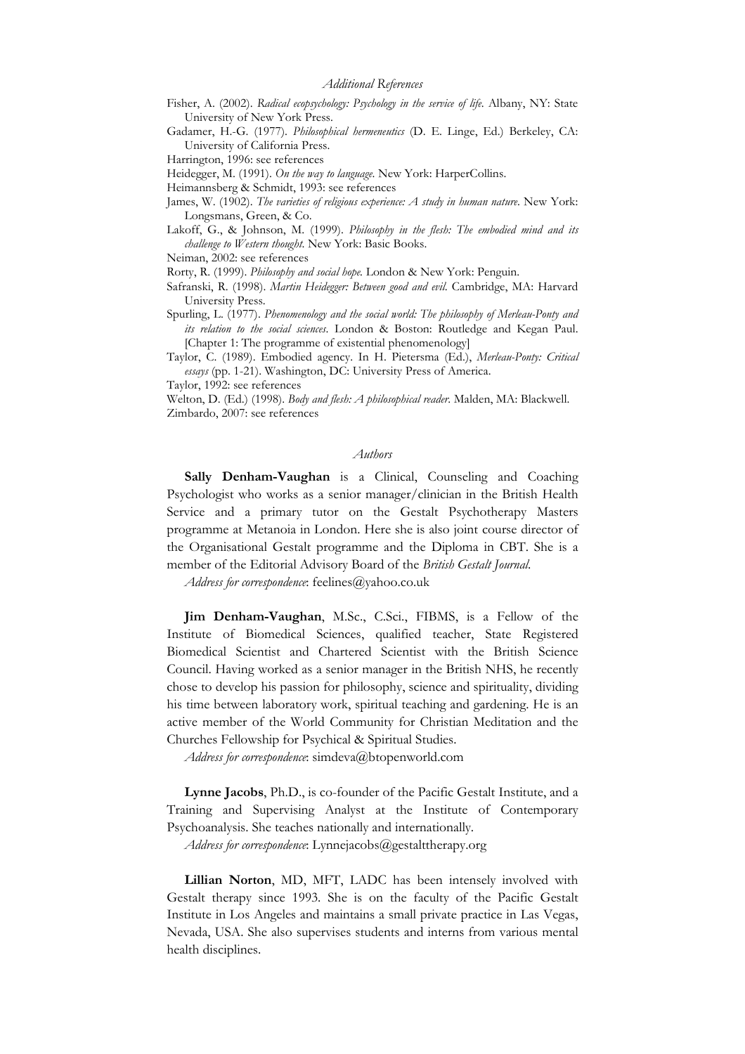## *Additional References*

Fisher, A. (2002). *Radical ecopsychology: Psychology in the service of life*. Albany, NY: State University of New York Press.

Gadamer, H.-G. (1977). *Philosophical hermeneutics* (D. E. Linge, Ed.) Berkeley, CA: University of California Press.

Harrington, 1996: see references

Heidegger, M. (1991). *On the way to language*. New York: HarperCollins.

Heimannsberg & Schmidt, 1993: see references

James, W. (1902). *The varieties of religious experience: A study in human nature*. New York: Longsmans, Green, & Co.

Lakoff, G., & Johnson, M. (1999). *Philosophy in the flesh: The embodied mind and its challenge to Western thought*. New York: Basic Books.

Neiman, 2002: see references

Rorty, R. (1999). *Philosophy and social hope*. London & New York: Penguin.

Safranski, R. (1998). *Martin Heidegger: Between good and evil*. Cambridge, MA: Harvard University Press.

Spurling, L. (1977). *Phenomenology and the social world: The philosophy of Merleau-Ponty and its relation to the social sciences*. London & Boston: Routledge and Kegan Paul. [Chapter 1: The programme of existential phenomenology]

Taylor, C. (1989). Embodied agency. In H. Pietersma (Ed.), *Merleau-Ponty: Critical essays* (pp. 1-21). Washington, DC: University Press of America.

Taylor, 1992: see references

Welton, D. (Ed.) (1998). *Body and flesh: A philosophical reader*. Malden, MA: Blackwell.

Zimbardo, 2007: see references

## *Authors*

**Sally Denham-Vaughan** is a Clinical, Counseling and Coaching Psychologist who works as a senior manager/clinician in the British Health Service and a primary tutor on the Gestalt Psychotherapy Masters programme at Metanoia in London. Here she is also joint course director of the Organisational Gestalt programme and the Diploma in CBT. She is a member of the Editorial Advisory Board of the *British Gestalt Journal*.

*Address for correspondence*: feelines@yahoo.co.uk

**Jim Denham-Vaughan**, M.Sc., C.Sci., FIBMS, is a Fellow of the Institute of Biomedical Sciences, qualified teacher, State Registered Biomedical Scientist and Chartered Scientist with the British Science Council. Having worked as a senior manager in the British NHS, he recently chose to develop his passion for philosophy, science and spirituality, dividing his time between laboratory work, spiritual teaching and gardening. He is an active member of the World Community for Christian Meditation and the Churches Fellowship for Psychical & Spiritual Studies.

*Address for correspondence*: simdeva@btopenworld.com

**Lynne Jacobs**, Ph.D., is co-founder of the Pacific Gestalt Institute, and a Training and Supervising Analyst at the Institute of Contemporary Psychoanalysis. She teaches nationally and internationally.

*Address for correspondence*: Lynnejacobs@gestalttherapy.org

**Lillian Norton**, MD, MFT, LADC has been intensely involved with Gestalt therapy since 1993. She is on the faculty of the Pacific Gestalt Institute in Los Angeles and maintains a small private practice in Las Vegas, Nevada, USA. She also supervises students and interns from various mental health disciplines.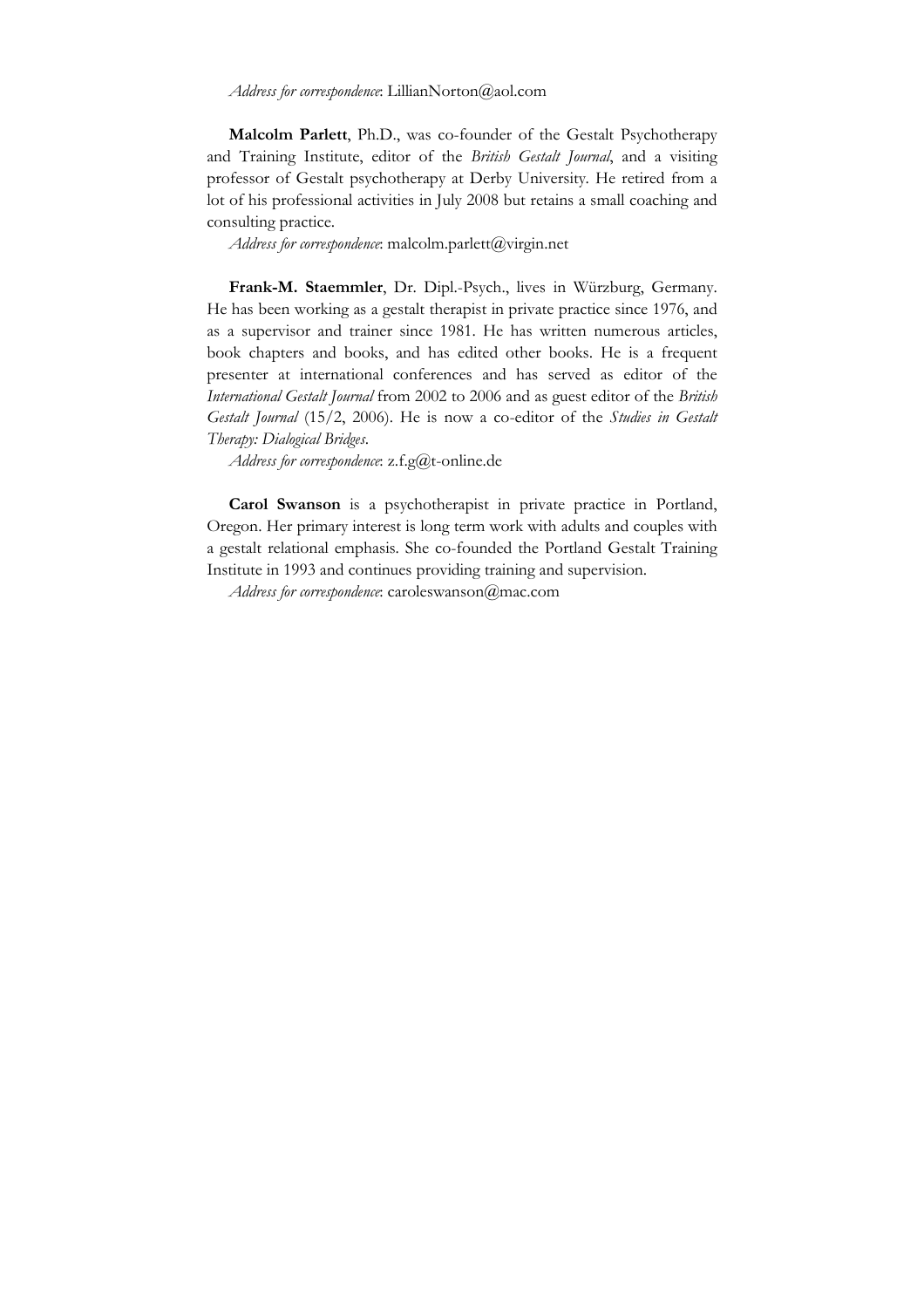*Address for correspondence*: LillianNorton@aol.com

**Malcolm Parlett**, Ph.D., was co-founder of the Gestalt Psychotherapy and Training Institute, editor of the *British Gestalt Journal*, and a visiting professor of Gestalt psychotherapy at Derby University. He retired from a lot of his professional activities in July 2008 but retains a small coaching and consulting practice.

*Address for correspondence*: malcolm.parlett@virgin.net

**Frank-M. Staemmler**, Dr. Dipl.-Psych., lives in Würzburg, Germany. He has been working as a gestalt therapist in private practice since 1976, and as a supervisor and trainer since 1981. He has written numerous articles, book chapters and books, and has edited other books. He is a frequent presenter at international conferences and has served as editor of the *International Gestalt Journal* from 2002 to 2006 and as guest editor of the *British Gestalt Journal* (15/2, 2006). He is now a co-editor of the *Studies in Gestalt Therapy: Dialogical Bridges*.

*Address for correspondence*: z.f.g@t-online.de

**Carol Swanson** is a psychotherapist in private practice in Portland, Oregon. Her primary interest is long term work with adults and couples with a gestalt relational emphasis. She co-founded the Portland Gestalt Training Institute in 1993 and continues providing training and supervision.

*Address for correspondence*: caroleswanson@mac.com